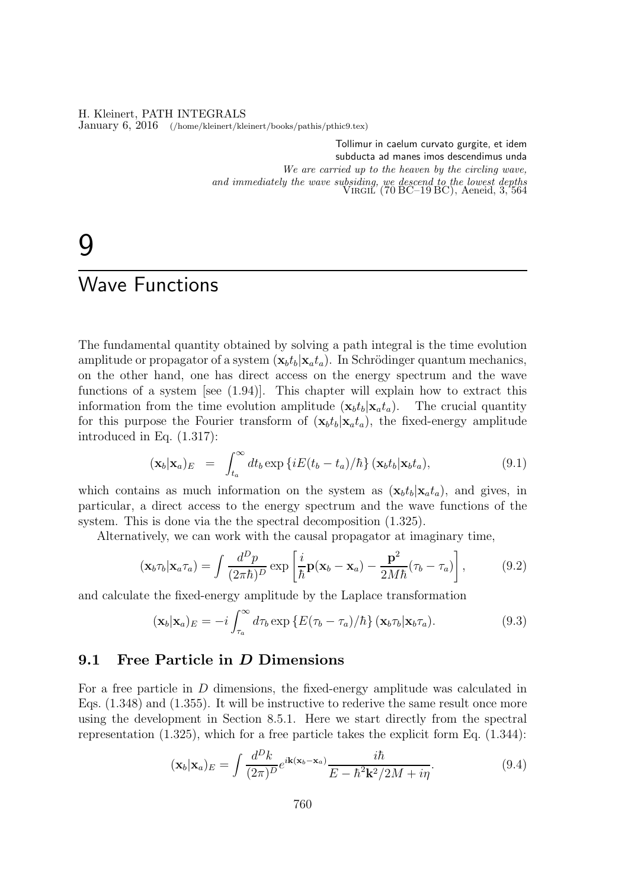Tollimur in caelum curvato gurgite, et idem
subducta ad manes imos descendimus unda

*We are carried up to the heaven by the circling wave,*
*and immediately the wave subsiding, we descend to the lowest depths*

Virgil (70 BC–19 BC), Aeneid, 3, 564

# 9 Wave Functions

The fundamental quantity obtained by solving a path integral is the time evolution amplitude or propagator of a system $(\mathbf{x}_b t_b|\mathbf{x}_a t_a)$. In Schrödinger quantum mechanics, on the other hand, one has direct access on the energy spectrum and the wave functions of a system [see (1.94)]. This chapter will explain how to extract this information from the time evolution amplitude $(\mathbf{x}_b t_b|\mathbf{x}_a t_a)$. The crucial quantity for this purpose the Fourier transform of $(\mathbf{x}_b t_b|\mathbf{x}_a t_a)$, the fixed-energy amplitude introduced in Eq. (1.317):

$$(\mathbf{x}_b|\mathbf{x}_a)_E = \int_{t_a}^{\infty} dt_b \exp\{iE(t_b - t_a)/\hbar\} (\mathbf{x}_b t_b|\mathbf{x}_b t_a), \tag{9.1}$$

which contains as much information on the system as $(\mathbf{x}_b t_b|\mathbf{x}_a t_a)$, and gives, in particular, a direct access to the energy spectrum and the wave functions of the system. This is done via the the spectral decomposition (1.325).

Alternatively, we can work with the causal propagator at imaginary time,

$$(\mathbf{x}_b \tau_b|\mathbf{x}_a \tau_a) = \int \frac{d^D p}{(2\pi\hbar)^D} \exp\left[\frac{i}{\hbar}\mathbf{p}(\mathbf{x}_b - \mathbf{x}_a) - \frac{\mathbf{p}^2}{2M\hbar}(\tau_b - \tau_a)\right], \tag{9.2}$$

and calculate the fixed-energy amplitude by the Laplace transformation

$$(\mathbf{x}_b|\mathbf{x}_a)_E = -i\int_{\tau_a}^{\infty} d\tau_b \exp\{E(\tau_b - \tau_a)/\hbar\} (\mathbf{x}_b \tau_b|\mathbf{x}_b \tau_a). \tag{9.3}$$

## 9.1 Free Particle in $D$ Dimensions

For a free particle in $D$ dimensions, the fixed-energy amplitude was calculated in Eqs. (1.348) and (1.355). It will be instructive to rederive the same result once more using the development in Section 8.5.1. Here we start directly from the spectral representation (1.325), which for a free particle takes the explicit form Eq. (1.344):

$$(\mathbf{x}_b|\mathbf{x}_a)_E = \int \frac{d^D k}{(2\pi)^D} e^{i\mathbf{k}(\mathbf{x}_b - \mathbf{x}_a)} \frac{i\hbar}{E - \hbar^2\mathbf{k}^2/2M + i\eta}. \tag{9.4}$$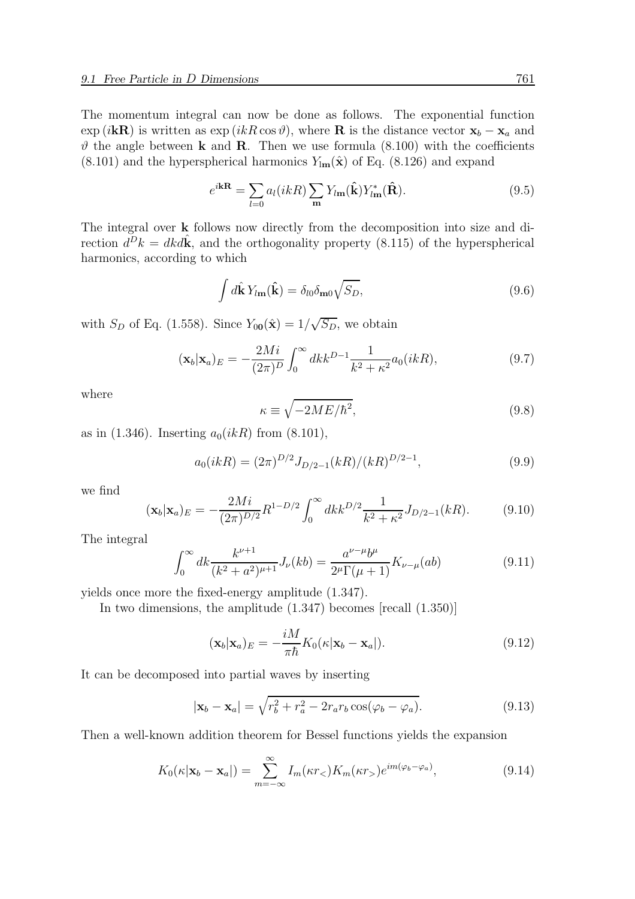The momentum integral can now be done as follows. The exponential function $\exp(i\mathbf{kR})$ is written as $\exp(ikR\cos\vartheta)$, where $\mathbf{R}$ is the distance vector $\mathbf{x}_b - \mathbf{x}_a$ and $\vartheta$ the angle between $\mathbf{k}$ and $\mathbf{R}$. Then we use formula (8.100) with the coefficients (8.101) and the hyperspherical harmonics $Y_{l\mathbf{m}}(\hat{\mathbf{x}})$ of Eq. (8.126) and expand

$$e^{i\mathbf{kR}} = \sum_{l=0} a_l(ikR) \sum_{\mathbf{m}} Y_{l\mathbf{m}}(\hat{\mathbf{k}}) Y^*_{l\mathbf{m}}(\hat{\mathbf{R}}). \tag{9.5}$$

The integral over $\mathbf{k}$ follows now directly from the decomposition into size and direction $d^D k = dk d\hat{\mathbf{k}}$, and the orthogonality property (8.115) of the hyperspherical harmonics, according to which

$$\int d\hat{\mathbf{k}}\, Y_{l\mathbf{m}}(\hat{\mathbf{k}}) = \delta_{l0}\delta_{\mathbf{m}0}\sqrt{S_D}, \tag{9.6}$$

with $S_D$ of Eq. (1.558). Since $Y_{0\mathbf{0}}(\hat{\mathbf{x}}) = 1/\sqrt{S_D}$, we obtain

$$(\mathbf{x}_b|\mathbf{x}_a)_E = -\frac{2Mi}{(2\pi)^D} \int_0^\infty dk k^{D-1} \frac{1}{k^2+\kappa^2} a_0(ikR), \tag{9.7}$$

where

$$\kappa \equiv \sqrt{-2ME/\hbar^2}, \tag{9.8}$$

as in (1.346). Inserting $a_0(ikR)$ from (8.101),

$$a_0(ikR) = (2\pi)^{D/2} J_{D/2-1}(kR)/(kR)^{D/2-1}, \tag{9.9}$$

we find

$$(\mathbf{x}_b|\mathbf{x}_a)_E = -\frac{2Mi}{(2\pi)^{D/2}} R^{1-D/2} \int_0^\infty dk k^{D/2} \frac{1}{k^2+\kappa^2} J_{D/2-1}(kR). \tag{9.10}$$

The integral

$$\int_0^\infty dk \frac{k^{\nu+1}}{(k^2+a^2)^{\mu+1}} J_\nu(kb) = \frac{a^{\nu-\mu} b^\mu}{2^\mu \Gamma(\mu+1)} K_{\nu-\mu}(ab) \tag{9.11}$$

yields once more the fixed-energy amplitude (1.347).

In two dimensions, the amplitude (1.347) becomes [recall (1.350)]

$$(\mathbf{x}_b|\mathbf{x}_a)_E = -\frac{iM}{\pi\hbar} K_0(\kappa|\mathbf{x}_b - \mathbf{x}_a|). \tag{9.12}$$

It can be decomposed into partial waves by inserting

$$|\mathbf{x}_b - \mathbf{x}_a| = \sqrt{r_b^2 + r_a^2 - 2r_a r_b \cos(\varphi_b - \varphi_a)}. \tag{9.13}$$

Then a well-known addition theorem for Bessel functions yields the expansion

$$K_0(\kappa|\mathbf{x}_b - \mathbf{x}_a|) = \sum_{m=-\infty}^{\infty} I_m(\kappa r_<) K_m(\kappa r_>) e^{im(\varphi_b - \varphi_a)}, \tag{9.14}$$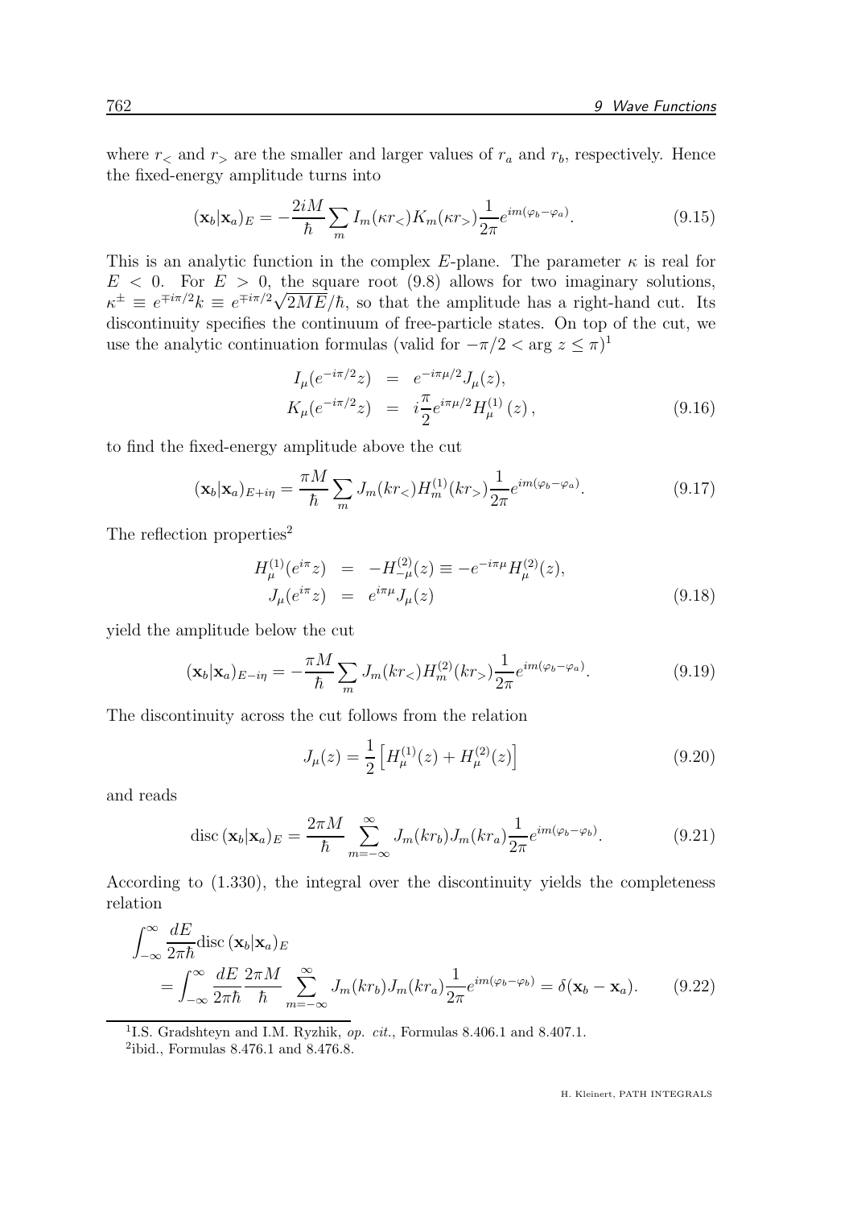where $r_<$ and $r_>$ are the smaller and larger values of $r_a$ and $r_b$, respectively. Hence the fixed-energy amplitude turns into

$$(\mathbf{x}_b|\mathbf{x}_a)_E = -\frac{2iM}{\hbar}\sum_m I_m(\kappa r_<)K_m(\kappa r_>)\frac{1}{2\pi}e^{im(\varphi_b-\varphi_a)}. \tag{9.15}$$

This is an analytic function in the complex $E$-plane. The parameter $\kappa$ is real for $E < 0$. For $E > 0$, the square root (9.8) allows for two imaginary solutions, $\kappa^\pm \equiv e^{\mp i\pi/2}k \equiv e^{\mp i\pi/2}\sqrt{2ME}/\hbar$, so that the amplitude has a right-hand cut. Its discontinuity specifies the continuum of free-particle states. On top of the cut, we use the analytic continuation formulas (valid for $-\pi/2 < \arg z \leq \pi$)[1]

$$\begin{aligned}
I_\mu(e^{-i\pi/2}z) &= e^{-i\pi\mu/2}J_\mu(z),\\
K_\mu(e^{-i\pi/2}z) &= i\frac{\pi}{2}e^{i\pi\mu/2}H^{(1)}_\mu(z),
\end{aligned} \tag{9.16}$$

to find the fixed-energy amplitude above the cut

$$(\mathbf{x}_b|\mathbf{x}_a)_{E+i\eta} = \frac{\pi M}{\hbar}\sum_m J_m(kr_<)H^{(1)}_m(kr_>)\frac{1}{2\pi}e^{im(\varphi_b-\varphi_a)}. \tag{9.17}$$

The reflection properties[2]

$$\begin{aligned}
H^{(1)}_\mu(e^{i\pi}z) &= -H^{(2)}_{-\mu}(z) \equiv -e^{-i\pi\mu}H^{(2)}_\mu(z),\\
J_\mu(e^{i\pi}z) &= e^{i\pi\mu}J_\mu(z)
\end{aligned} \tag{9.18}$$

yield the amplitude below the cut

$$(\mathbf{x}_b|\mathbf{x}_a)_{E-i\eta} = -\frac{\pi M}{\hbar}\sum_m J_m(kr_<)H^{(2)}_m(kr_>)\frac{1}{2\pi}e^{im(\varphi_b-\varphi_a)}. \tag{9.19}$$

The discontinuity across the cut follows from the relation

$$J_\mu(z) = \frac{1}{2}\left[H^{(1)}_\mu(z) + H^{(2)}_\mu(z)\right] \tag{9.20}$$

and reads

$$\mathrm{disc}\,(\mathbf{x}_b|\mathbf{x}_a)_E = \frac{2\pi M}{\hbar}\sum_{m=-\infty}^{\infty} J_m(kr_b)J_m(kr_a)\frac{1}{2\pi}e^{im(\varphi_b-\varphi_b)}. \tag{9.21}$$

According to (1.330), the integral over the discontinuity yields the completeness relation

$$\begin{aligned}
&\int_{-\infty}^{\infty}\frac{dE}{2\pi\hbar}\mathrm{disc}\,(\mathbf{x}_b|\mathbf{x}_a)_E\\
&\quad= \int_{-\infty}^{\infty}\frac{dE}{2\pi\hbar}\frac{2\pi M}{\hbar}\sum_{m=-\infty}^{\infty} J_m(kr_b)J_m(kr_a)\frac{1}{2\pi}e^{im(\varphi_b-\varphi_b)} = \delta(\mathbf{x}_b-\mathbf{x}_a).
\end{aligned} \tag{9.22}$$

---

[1] I.S. Gradshteyn and I.M. Ryzhik, *op. cit.*, Formulas 8.406.1 and 8.407.1.

[2] ibid., Formulas 8.476.1 and 8.476.8.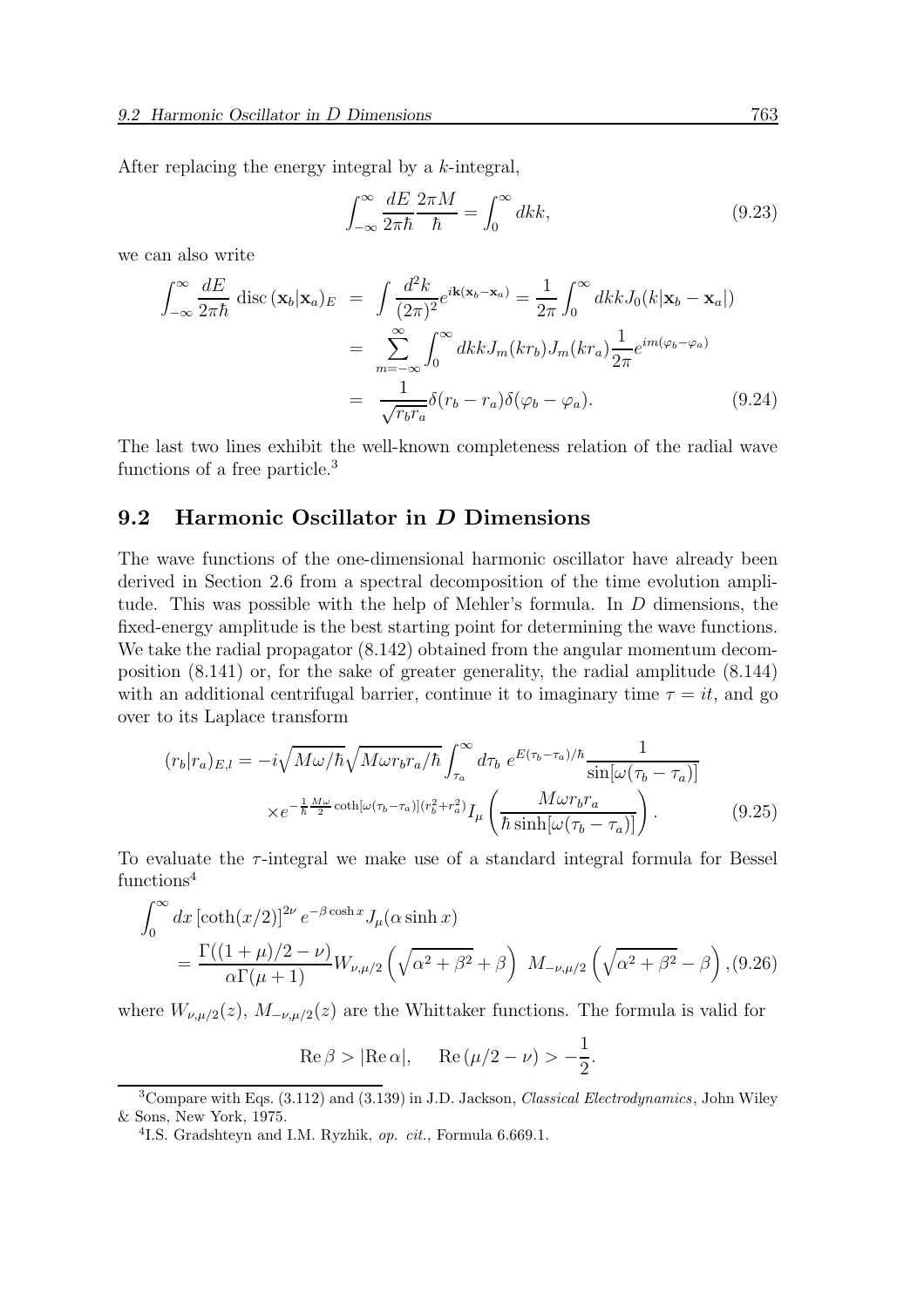After replacing the energy integral by a $k$-integral,

$$\int_{-\infty}^{\infty} \frac{dE}{2\pi\hbar} \frac{2\pi M}{\hbar} = \int_0^\infty dk k, \tag{9.23}$$

we can also write

$$\begin{aligned}
\int_{-\infty}^{\infty} \frac{dE}{2\pi\hbar} \operatorname{disc}(\mathbf{x}_b|\mathbf{x}_a)_E &= \int \frac{d^2k}{(2\pi)^2} e^{i\mathbf{k}(\mathbf{x}_b-\mathbf{x}_a)} = \frac{1}{2\pi}\int_0^\infty dk k J_0(k|\mathbf{x}_b-\mathbf{x}_a|) \\
&= \sum_{m=-\infty}^{\infty} \int_0^\infty dk k J_m(kr_b) J_m(kr_a) \frac{1}{2\pi} e^{im(\varphi_b-\varphi_a)} \\
&= \frac{1}{\sqrt{r_b r_a}} \delta(r_b - r_a)\delta(\varphi_b - \varphi_a).
\end{aligned} \tag{9.24}$$

The last two lines exhibit the well-known completeness relation of the radial wave functions of a free particle.[3]

## 9.2 Harmonic Oscillator in $D$ Dimensions

The wave functions of the one-dimensional harmonic oscillator have already been derived in Section 2.6 from a spectral decomposition of the time evolution amplitude. This was possible with the help of Mehler's formula. In $D$ dimensions, the fixed-energy amplitude is the best starting point for determining the wave functions. We take the radial propagator (8.142) obtained from the angular momentum decomposition (8.141) or, for the sake of greater generality, the radial amplitude (8.144) with an additional centrifugal barrier, continue it to imaginary time $\tau = it$, and go over to its Laplace transform

$$\begin{aligned}
(r_b|r_a)_{E,l} = &-i\sqrt{M\omega/\hbar}\sqrt{M\omega r_b r_a/\hbar}\int_{\tau_a}^\infty d\tau_b \; e^{E(\tau_b-\tau_a)/\hbar} \frac{1}{\sin[\omega(\tau_b-\tau_a)]} \\
&\times e^{-\frac{1}{\hbar}\frac{M\omega}{2}\coth[\omega(\tau_b-\tau_a)](r_b^2+r_a^2)} I_\mu\left(\frac{M\omega r_b r_a}{\hbar\sinh[\omega(\tau_b-\tau_a)]}\right).
\end{aligned} \tag{9.25}$$

To evaluate the $\tau$-integral we make use of a standard integral formula for Bessel functions[4]

$$\begin{aligned}
\int_0^\infty dx \left[\coth(x/2)\right]^{2\nu} e^{-\beta\cosh x} J_\mu(\alpha\sinh x) \\
= \frac{\Gamma((1+\mu)/2-\nu)}{\alpha\Gamma(\mu+1)} W_{\nu,\mu/2}\left(\sqrt{\alpha^2+\beta^2}+\beta\right) \; M_{-\nu,\mu/2}\left(\sqrt{\alpha^2+\beta^2}-\beta\right),
\end{aligned} \tag{9.26}$$

where $W_{\nu,\mu/2}(z)$, $M_{-\nu,\mu/2}(z)$ are the Whittaker functions. The formula is valid for

$$\operatorname{Re}\beta > |\operatorname{Re}\alpha|, \qquad \operatorname{Re}(\mu/2-\nu) > -\frac{1}{2}.$$

---

[3] Compare with Eqs. (3.112) and (3.139) in J.D. Jackson, *Classical Electrodynamics*, John Wiley & Sons, New York, 1975.

[4] I.S. Gradshteyn and I.M. Ryzhik, *op. cit.*, Formula 6.669.1.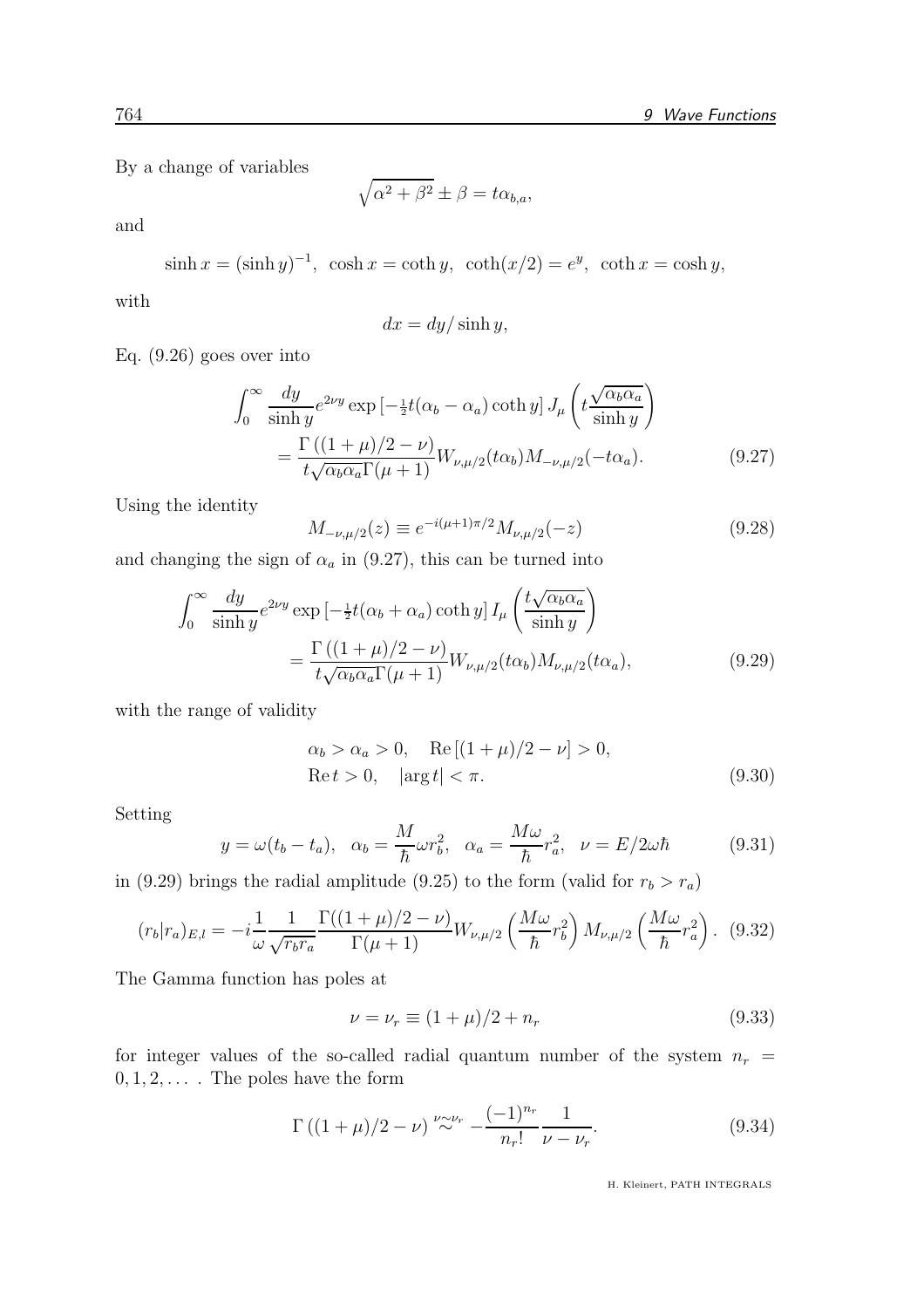By a change of variables

$$\sqrt{\alpha^2+\beta^2} \pm \beta = t\alpha_{b,a},$$

and

$$\sinh x = (\sinh y)^{-1}, \;\; \cosh x = \coth y, \;\; \coth(x/2) = e^y, \;\; \coth x = \cosh y,$$

with

$$dx = dy/\sinh y,$$

Eq. (9.26) goes over into

$$\begin{aligned}\int_0^\infty \frac{dy}{\sinh y} e^{2\nu y} \exp\left[-\tfrac{1}{2}t(\alpha_b-\alpha_a)\coth y\right] J_\mu\left(t\frac{\sqrt{\alpha_b\alpha_a}}{\sinh y}\right) \\ = \frac{\Gamma\left((1+\mu)/2-\nu\right)}{t\sqrt{\alpha_b\alpha_a}\Gamma(\mu+1)} W_{\nu,\mu/2}(t\alpha_b) M_{-\nu,\mu/2}(-t\alpha_a).\end{aligned} \tag{9.27}$$

Using the identity

$$M_{-\nu,\mu/2}(z) \equiv e^{-i(\mu+1)\pi/2} M_{\nu,\mu/2}(-z) \tag{9.28}$$

and changing the sign of $\alpha_a$ in (9.27), this can be turned into

$$\begin{aligned}\int_0^\infty \frac{dy}{\sinh y} e^{2\nu y} \exp\left[-\tfrac{1}{2}t(\alpha_b+\alpha_a)\coth y\right] I_\mu\left(\frac{t\sqrt{\alpha_b\alpha_a}}{\sinh y}\right) \\ = \frac{\Gamma\left((1+\mu)/2-\nu\right)}{t\sqrt{\alpha_b\alpha_a}\Gamma(\mu+1)} W_{\nu,\mu/2}(t\alpha_b) M_{\nu,\mu/2}(t\alpha_a),\end{aligned} \tag{9.29}$$

with the range of validity

$$\begin{aligned}&\alpha_b > \alpha_a > 0, \quad \mathrm{Re}\left[(1+\mu)/2-\nu\right] > 0, \\ &\mathrm{Re}\, t > 0, \quad |\arg t| < \pi.\end{aligned} \tag{9.30}$$

Setting

$$y = \omega(t_b-t_a), \quad \alpha_b = \frac{M}{\hbar}\omega r_b^2, \quad \alpha_a = \frac{M\omega}{\hbar}r_a^2, \quad \nu = E/2\omega\hbar \tag{9.31}$$

in (9.29) brings the radial amplitude (9.25) to the form (valid for $r_b > r_a$)

$$(r_b|r_a)_{E,l} = -i\frac{1}{\omega}\frac{1}{\sqrt{r_br_a}}\frac{\Gamma((1+\mu)/2-\nu)}{\Gamma(\mu+1)} W_{\nu,\mu/2}\left(\frac{M\omega}{\hbar}r_b^2\right) M_{\nu,\mu/2}\left(\frac{M\omega}{\hbar}r_a^2\right). \tag{9.32}$$

The Gamma function has poles at

$$\nu = \nu_r \equiv (1+\mu)/2 + n_r \tag{9.33}$$

for integer values of the so-called radial quantum number of the system $n_r = 0, 1, 2, \ldots$ . The poles have the form

$$\Gamma\left((1+\mu)/2-\nu\right) \overset{\nu\sim\nu_r}{\sim} -\frac{(-1)^{n_r}}{n_r!}\frac{1}{\nu-\nu_r}. \tag{9.34}$$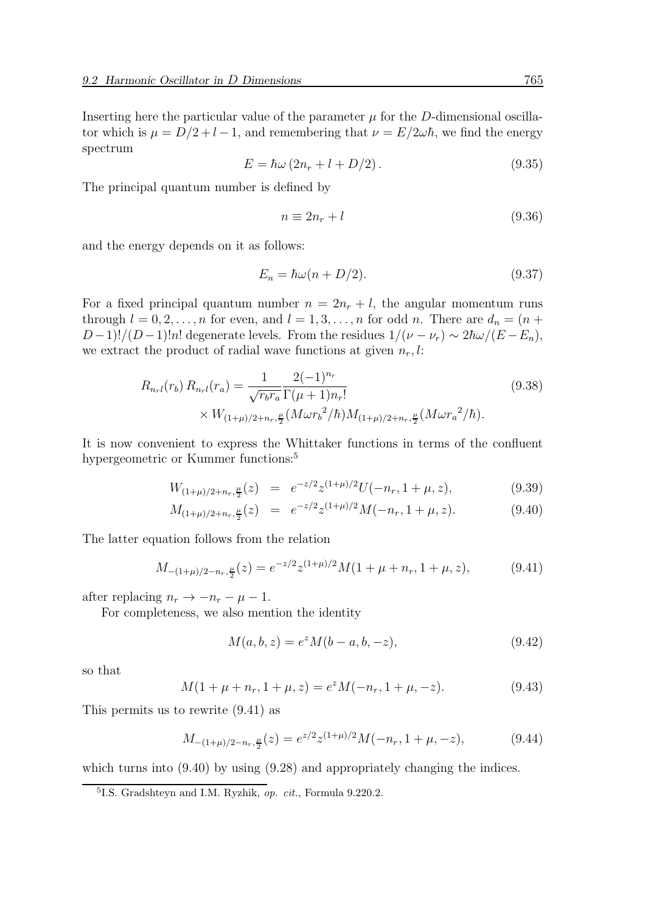Inserting here the particular value of the parameter $\mu$ for the $D$-dimensional oscillator which is $\mu = D/2 + l - 1$, and remembering that $\nu = E/2\omega\hbar$, we find the energy spectrum

$$E = \hbar\omega\,(2n_r + l + D/2)\,. \tag{9.35}$$

The principal quantum number is defined by

$$n \equiv 2n_r + l \tag{9.36}$$

and the energy depends on it as follows:

$$E_n = \hbar\omega(n + D/2). \tag{9.37}$$

For a fixed principal quantum number $n = 2n_r + l$, the angular momentum runs through $l = 0, 2, \ldots, n$ for even, and $l = 1, 3, \ldots, n$ for odd $n$. There are $d_n = (n + D-1)!/(D-1)!n!$ degenerate levels. From the residues $1/(\nu - \nu_r) \sim 2\hbar\omega/(E - E_n)$, we extract the product of radial wave functions at given $n_r, l$:

$$\begin{aligned} R_{n_r l}(r_b)\, R_{n_r l}(r_a) = {} & \frac{1}{\sqrt{r_b r_a}} \frac{2(-1)^{n_r}}{\Gamma(\mu+1)n_r!} \\ & \times W_{(1+\mu)/2+n_r,\frac{\mu}{2}}(M\omega {r_b}^2/\hbar) M_{(1+\mu)/2+n_r,\frac{\mu}{2}}(M\omega {r_a}^2/\hbar). \end{aligned} \tag{9.38}$$

It is now convenient to express the Whittaker functions in terms of the confluent hypergeometric or Kummer functions:[5]

$$W_{(1+\mu)/2+n_r,\frac{\mu}{2}}(z) = e^{-z/2} z^{(1+\mu)/2} U(-n_r, 1+\mu, z), \tag{9.39}$$

$$M_{(1+\mu)/2+n_r,\frac{\mu}{2}}(z) = e^{-z/2} z^{(1+\mu)/2} M(-n_r, 1+\mu, z). \tag{9.40}$$

The latter equation follows from the relation

$$M_{-(1+\mu)/2-n_r,\frac{\mu}{2}}(z) = e^{-z/2} z^{(1+\mu)/2} M(1+\mu+n_r, 1+\mu, z), \tag{9.41}$$

after replacing $n_r \to -n_r - \mu - 1$.

For completeness, we also mention the identity

$$M(a, b, z) = e^z M(b-a, b, -z), \tag{9.42}$$

so that

$$M(1+\mu+n_r, 1+\mu, z) = e^z M(-n_r, 1+\mu, -z). \tag{9.43}$$

This permits us to rewrite (9.41) as

$$M_{-(1+\mu)/2-n_r,\frac{\mu}{2}}(z) = e^{z/2} z^{(1+\mu)/2} M(-n_r, 1+\mu, -z), \tag{9.44}$$

which turns into (9.40) by using (9.28) and appropriately changing the indices.

[5] I.S. Gradshteyn and I.M. Ryzhik, *op. cit.*, Formula 9.220.2.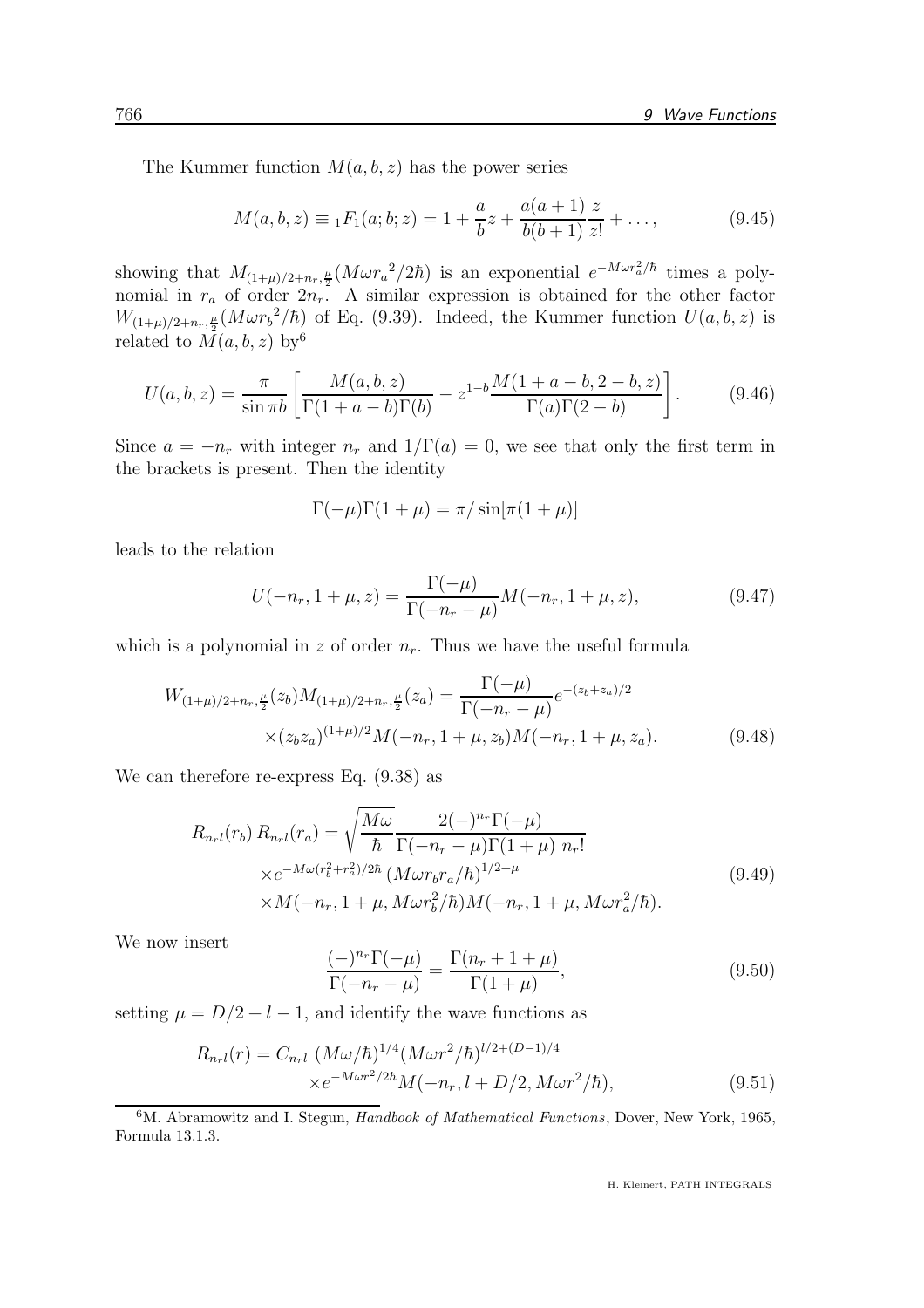The Kummer function $M(a,b,z)$ has the power series

$$M(a,b,z) \equiv {}_1F_1(a;b;z) = 1 + \frac{a}{b}z + \frac{a(a+1)}{b(b+1)}\frac{z}{z!} + \dots, \tag{9.45}$$

showing that $M_{(1+\mu)/2+n_r,\frac{\mu}{2}}(M\omega {r_a}^2/2\hbar)$ is an exponential $e^{-M\omega r_a^2/\hbar}$ times a polynomial in $r_a$ of order $2n_r$. A similar expression is obtained for the other factor $W_{(1+\mu)/2+n_r,\frac{\mu}{2}}(M\omega {r_b}^2/\hbar)$ of Eq. (9.39). Indeed, the Kummer function $U(a,b,z)$ is related to $M(a,b,z)$ by[6]

$$U(a,b,z) = \frac{\pi}{\sin \pi b}\left[\frac{M(a,b,z)}{\Gamma(1+a-b)\Gamma(b)} - z^{1-b}\frac{M(1+a-b,2-b,z)}{\Gamma(a)\Gamma(2-b)}\right]. \tag{9.46}$$

Since $a = -n_r$ with integer $n_r$ and $1/\Gamma(a) = 0$, we see that only the first term in the brackets is present. Then the identity

$$\Gamma(-\mu)\Gamma(1+\mu) = \pi/\sin[\pi(1+\mu)]$$

leads to the relation

$$U(-n_r, 1+\mu, z) = \frac{\Gamma(-\mu)}{\Gamma(-n_r-\mu)}M(-n_r, 1+\mu, z), \tag{9.47}$$

which is a polynomial in $z$ of order $n_r$. Thus we have the useful formula

$$\begin{aligned} W_{(1+\mu)/2+n_r,\frac{\mu}{2}}(z_b)M_{(1+\mu)/2+n_r,\frac{\mu}{2}}(z_a) &= \frac{\Gamma(-\mu)}{\Gamma(-n_r-\mu)}e^{-(z_b+z_a)/2} \\ &\times (z_b z_a)^{(1+\mu)/2}M(-n_r,1+\mu,z_b)M(-n_r,1+\mu,z_a). \end{aligned} \tag{9.48}$$

We can therefore re-express Eq. (9.38) as

$$\begin{aligned} R_{n_r l}(r_b)\, R_{n_r l}(r_a) &= \sqrt{\frac{M\omega}{\hbar}}\frac{2(-)^{n_r}\Gamma(-\mu)}{\Gamma(-n_r-\mu)\Gamma(1+\mu)\; n_r!} \\ &\times e^{-M\omega(r_b^2+r_a^2)/2\hbar}\left(M\omega r_b r_a/\hbar\right)^{1/2+\mu} \\ &\times M(-n_r,1+\mu,M\omega r_b^2/\hbar)M(-n_r,1+\mu,M\omega r_a^2/\hbar). \end{aligned} \tag{9.49}$$

We now insert

$$\frac{(-)^{n_r}\Gamma(-\mu)}{\Gamma(-n_r-\mu)} = \frac{\Gamma(n_r+1+\mu)}{\Gamma(1+\mu)}, \tag{9.50}$$

setting $\mu = D/2 + l - 1$, and identify the wave functions as

$$\begin{aligned} R_{n_r l}(r) &= C_{n_r l}\; (M\omega/\hbar)^{1/4}(M\omega r^2/\hbar)^{l/2+(D-1)/4} \\ &\times e^{-M\omega r^2/2\hbar}M(-n_r, l+D/2, M\omega r^2/\hbar), \end{aligned} \tag{9.51}$$

[6] M. Abramowitz and I. Stegun, *Handbook of Mathematical Functions*, Dover, New York, 1965, Formula 13.1.3.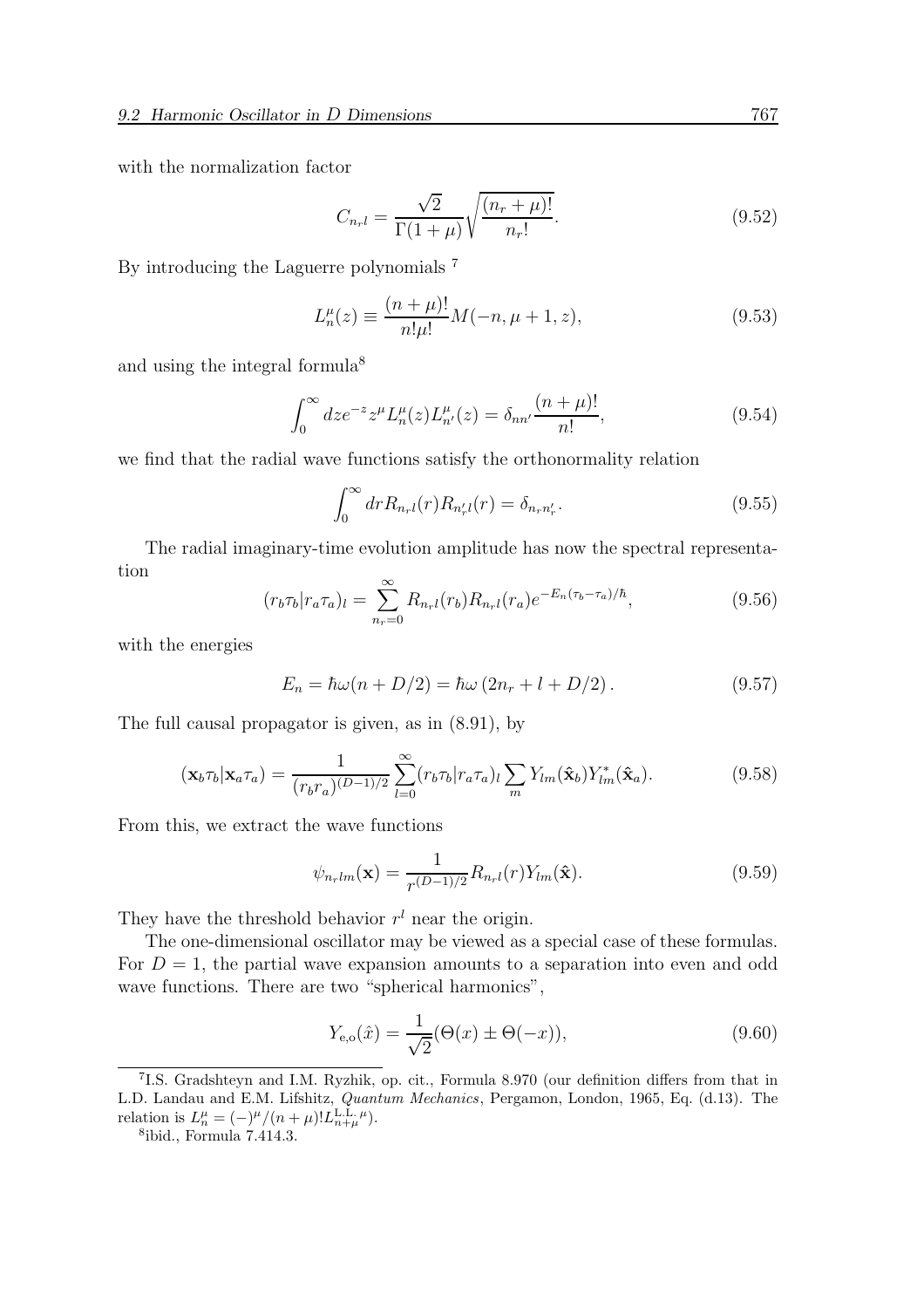with the normalization factor

$$C_{n_r l} = \frac{\sqrt{2}}{\Gamma(1+\mu)} \sqrt{\frac{(n_r+\mu)!}{n_r!}}. \tag{9.52}$$

By introducing the Laguerre polynomials [7]

$$L_n^\mu(z) \equiv \frac{(n+\mu)!}{n!\mu!} M(-n, \mu+1, z), \tag{9.53}$$

and using the integral formula[8]

$$\int_0^\infty dz e^{-z} z^\mu L_n^\mu(z) L_{n'}^\mu(z) = \delta_{nn'} \frac{(n+\mu)!}{n!}, \tag{9.54}$$

we find that the radial wave functions satisfy the orthonormality relation

$$\int_0^\infty dr R_{n_r l}(r) R_{n_r' l}(r) = \delta_{n_r n_r'}. \tag{9.55}$$

The radial imaginary-time evolution amplitude has now the spectral representation

$$(r_b \tau_b | r_a \tau_a)_l = \sum_{n_r=0}^{\infty} R_{n_r l}(r_b) R_{n_r l}(r_a) e^{-E_n(\tau_b - \tau_a)/\hbar}, \tag{9.56}$$

with the energies

$$E_n = \hbar\omega(n + D/2) = \hbar\omega\left(2n_r + l + D/2\right). \tag{9.57}$$

The full causal propagator is given, as in (8.91), by

$$(\mathbf{x}_b \tau_b | \mathbf{x}_a \tau_a) = \frac{1}{(r_b r_a)^{(D-1)/2}} \sum_{l=0}^{\infty} (r_b \tau_b | r_a \tau_a)_l \sum_m Y_{lm}(\hat{\mathbf{x}}_b) Y_{lm}^*(\hat{\mathbf{x}}_a). \tag{9.58}$$

From this, we extract the wave functions

$$\psi_{n_r l m}(\mathbf{x}) = \frac{1}{r^{(D-1)/2}} R_{n_r l}(r) Y_{lm}(\hat{\mathbf{x}}). \tag{9.59}$$

They have the threshold behavior $r^l$ near the origin.

The one-dimensional oscillator may be viewed as a special case of these formulas. For $D = 1$, the partial wave expansion amounts to a separation into even and odd wave functions. There are two "spherical harmonics",

$$Y_{\text{e,o}}(\hat{x}) = \frac{1}{\sqrt{2}}(\Theta(x) \pm \Theta(-x)), \tag{9.60}$$

---

[7] I.S. Gradshteyn and I.M. Ryzhik, op. cit., Formula 8.970 (our definition differs from that in L.D. Landau and E.M. Lifshitz, *Quantum Mechanics*, Pergamon, London, 1965, Eq. (d.13). The relation is $L_n^\mu = (-)^\mu/(n+\mu)! L_{n+\mu}^{\text{L.L.}\,\mu}$).

[8] ibid., Formula 7.414.3.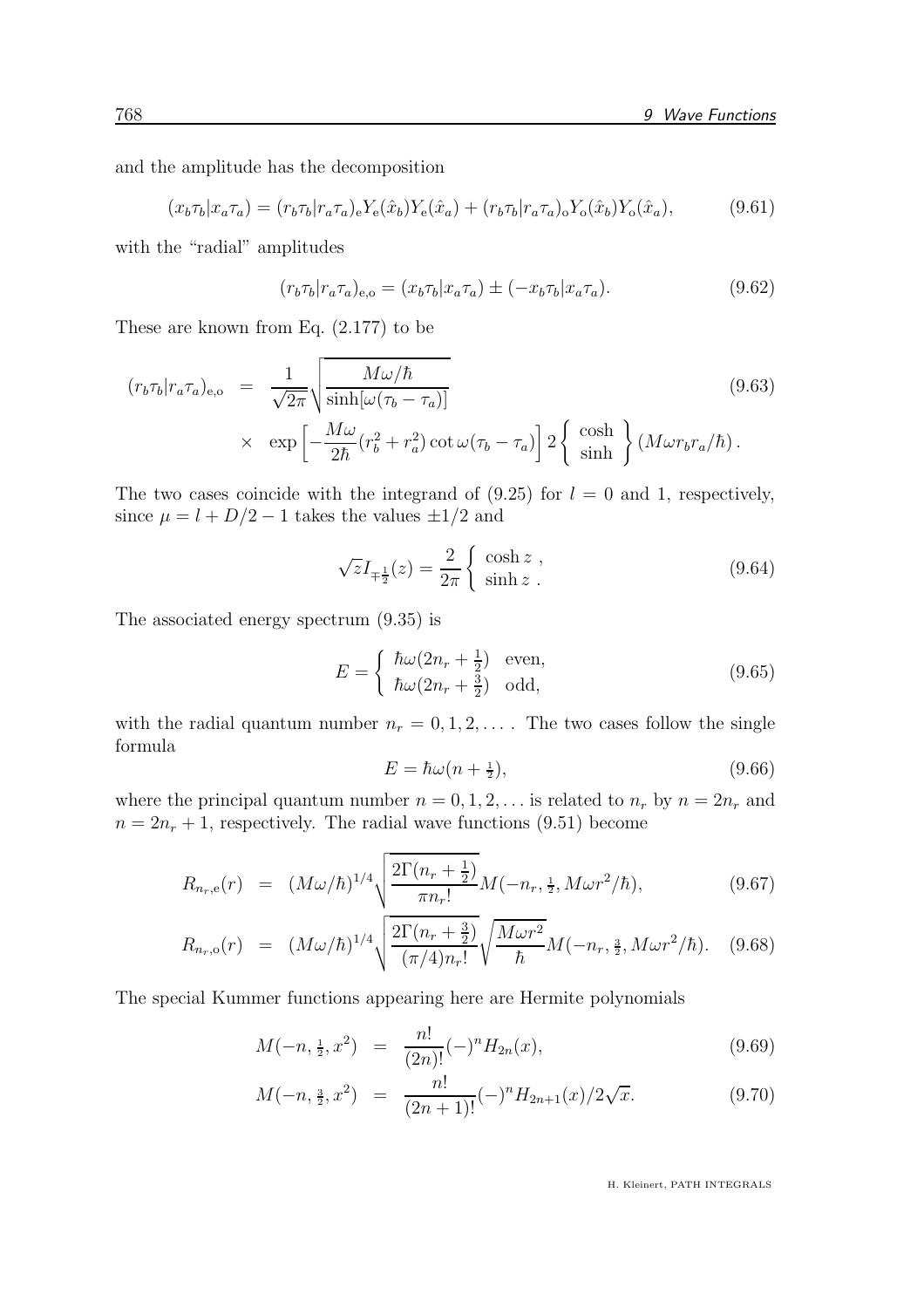and the amplitude has the decomposition

$$(x_b\tau_b|x_a\tau_a) = (r_b\tau_b|r_a\tau_a)_{\rm e}Y_{\rm e}(\hat{x}_b)Y_{\rm e}(\hat{x}_a) + (r_b\tau_b|r_a\tau_a)_{\rm o}Y_{\rm o}(\hat{x}_b)Y_{\rm o}(\hat{x}_a), \tag{9.61}$$

with the "radial" amplitudes

$$(r_b\tau_b|r_a\tau_a)_{\rm e,o} = (x_b\tau_b|x_a\tau_a) \pm (-x_b\tau_b|x_a\tau_a). \tag{9.62}$$

These are known from Eq. (2.177) to be

$$\begin{aligned}(r_b\tau_b|r_a\tau_a)_{\rm e,o} &= \frac{1}{\sqrt{2\pi}}\sqrt{\frac{M\omega/\hbar}{\sinh[\omega(\tau_b-\tau_a)]}} \\ &\times \exp\left[-\frac{M\omega}{2\hbar}(r_b^2+r_a^2)\cot\omega(\tau_b-\tau_a)\right]2\left\{\begin{array}{c}\cosh\\ \sinh\end{array}\right\}(M\omega r_b r_a/\hbar)\,.\end{aligned} \tag{9.63}$$

The two cases coincide with the integrand of (9.25) for $l = 0$ and 1, respectively, since $\mu = l + D/2 - 1$ takes the values $\pm 1/2$ and

$$\sqrt{z}I_{\mp\frac{1}{2}}(z) = \frac{2}{2\pi}\left\{\begin{array}{l}\cosh z\ ,\\ \sinh z\ .\end{array}\right. \tag{9.64}$$

The associated energy spectrum (9.35) is

$$E = \left\{\begin{array}{ll}\hbar\omega(2n_r+\frac{1}{2}) & \text{even},\\ \hbar\omega(2n_r+\frac{3}{2}) & \text{odd},\end{array}\right. \tag{9.65}$$

with the radial quantum number $n_r = 0, 1, 2, \dots$ . The two cases follow the single formula

$$E = \hbar\omega(n+\tfrac{1}{2}), \tag{9.66}$$

where the principal quantum number $n = 0, 1, 2, \dots$ is related to $n_r$ by $n = 2n_r$ and $n = 2n_r + 1$, respectively. The radial wave functions (9.51) become

$$R_{n_r,{\rm e}}(r) = (M\omega/\hbar)^{1/4}\sqrt{\frac{2\Gamma(n_r+\frac{1}{2})}{\pi n_r!}}M(-n_r,\tfrac{1}{2},M\omega r^2/\hbar), \tag{9.67}$$

$$R_{n_r,{\rm o}}(r) = (M\omega/\hbar)^{1/4}\sqrt{\frac{2\Gamma(n_r+\frac{3}{2})}{(\pi/4)n_r!}}\sqrt{\frac{M\omega r^2}{\hbar}}M(-n_r,\tfrac{3}{2},M\omega r^2/\hbar). \tag{9.68}$$

The special Kummer functions appearing here are Hermite polynomials

$$M(-n,\tfrac{1}{2},x^2) = \frac{n!}{(2n)!}(-)^n H_{2n}(x), \tag{9.69}$$

$$M(-n,\tfrac{3}{2},x^2) = \frac{n!}{(2n+1)!}(-)^n H_{2n+1}(x)/2\sqrt{x}. \tag{9.70}$$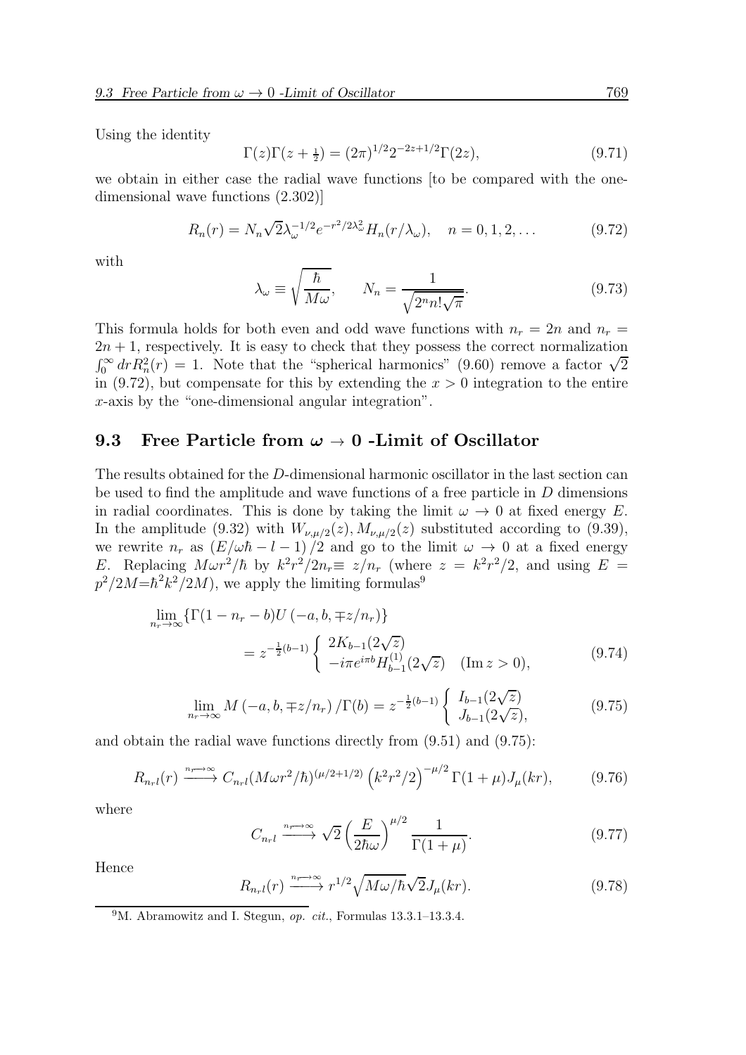Using the identity

$$\Gamma(z)\Gamma(z+\tfrac{1}{2}) = (2\pi)^{1/2}2^{-2z+1/2}\Gamma(2z), \tag{9.71}$$

we obtain in either case the radial wave functions [to be compared with the one-dimensional wave functions (2.302)]

$$R_n(r) = N_n\sqrt{2}\lambda_\omega^{-1/2}e^{-r^2/2\lambda_\omega^2}H_n(r/\lambda_\omega), \quad n = 0,1,2,\ldots \tag{9.72}$$

with

$$\lambda_\omega \equiv \sqrt{\frac{\hbar}{M\omega}}, \qquad N_n = \frac{1}{\sqrt{2^n n!\sqrt{\pi}}}. \tag{9.73}$$

This formula holds for both even and odd wave functions with $n_r = 2n$ and $n_r = 2n+1$, respectively. It is easy to check that they possess the correct normalization $\int_0^\infty dr R_n^2(r) = 1$. Note that the "spherical harmonics" (9.60) remove a factor $\sqrt{2}$ in (9.72), but compensate for this by extending the $x > 0$ integration to the entire $x$-axis by the "one-dimensional angular integration".

## 9.3 Free Particle from $\omega \to 0$ -Limit of Oscillator

The results obtained for the $D$-dimensional harmonic oscillator in the last section can be used to find the amplitude and wave functions of a free particle in $D$ dimensions in radial coordinates. This is done by taking the limit $\omega \to 0$ at fixed energy $E$. In the amplitude (9.32) with $W_{\nu,\mu/2}(z), M_{\nu,\mu/2}(z)$ substituted according to (9.39), we rewrite $n_r$ as $(E/\omega\hbar - l - 1)/2$ and go to the limit $\omega \to 0$ at a fixed energy $E$. Replacing $M\omega r^2/\hbar$ by $k^2r^2/2n_r \equiv z/n_r$ (where $z = k^2r^2/2$, and using $E = p^2/2M = \hbar^2k^2/2M$), we apply the limiting formulas[9]

$$\lim_{n_r\to\infty}\{\Gamma(1-n_r-b)U(-a,b,\mp z/n_r)\} = z^{-\frac{1}{2}(b-1)}\begin{cases} 2K_{b-1}(2\sqrt{z}) \\ -i\pi e^{i\pi b}H_{b-1}^{(1)}(2\sqrt{z}) \quad (\mathrm{Im}\, z > 0), \end{cases} \tag{9.74}$$

$$\lim_{n_r\to\infty} M(-a,b,\mp z/n_r)/\Gamma(b) = z^{-\frac{1}{2}(b-1)}\begin{cases} I_{b-1}(2\sqrt{z}) \\ J_{b-1}(2\sqrt{z}), \end{cases} \tag{9.75}$$

and obtain the radial wave functions directly from (9.51) and (9.75):

$$R_{n_rl}(r) \xrightarrow{n_r\to\infty} C_{n_rl}(M\omega r^2/\hbar)^{(\mu/2+1/2)}\left(k^2r^2/2\right)^{-\mu/2}\Gamma(1+\mu)J_\mu(kr), \tag{9.76}$$

where

$$C_{n_rl} \xrightarrow{n_r\to\infty} \sqrt{2}\left(\frac{E}{2\hbar\omega}\right)^{\mu/2}\frac{1}{\Gamma(1+\mu)}. \tag{9.77}$$

Hence

$$R_{n_rl}(r) \xrightarrow{n_r\to\infty} r^{1/2}\sqrt{M\omega/\hbar}\sqrt{2}J_\mu(kr). \tag{9.78}$$

---

[9] M. Abramowitz and I. Stegun, *op. cit.*, Formulas 13.3.1–13.3.4.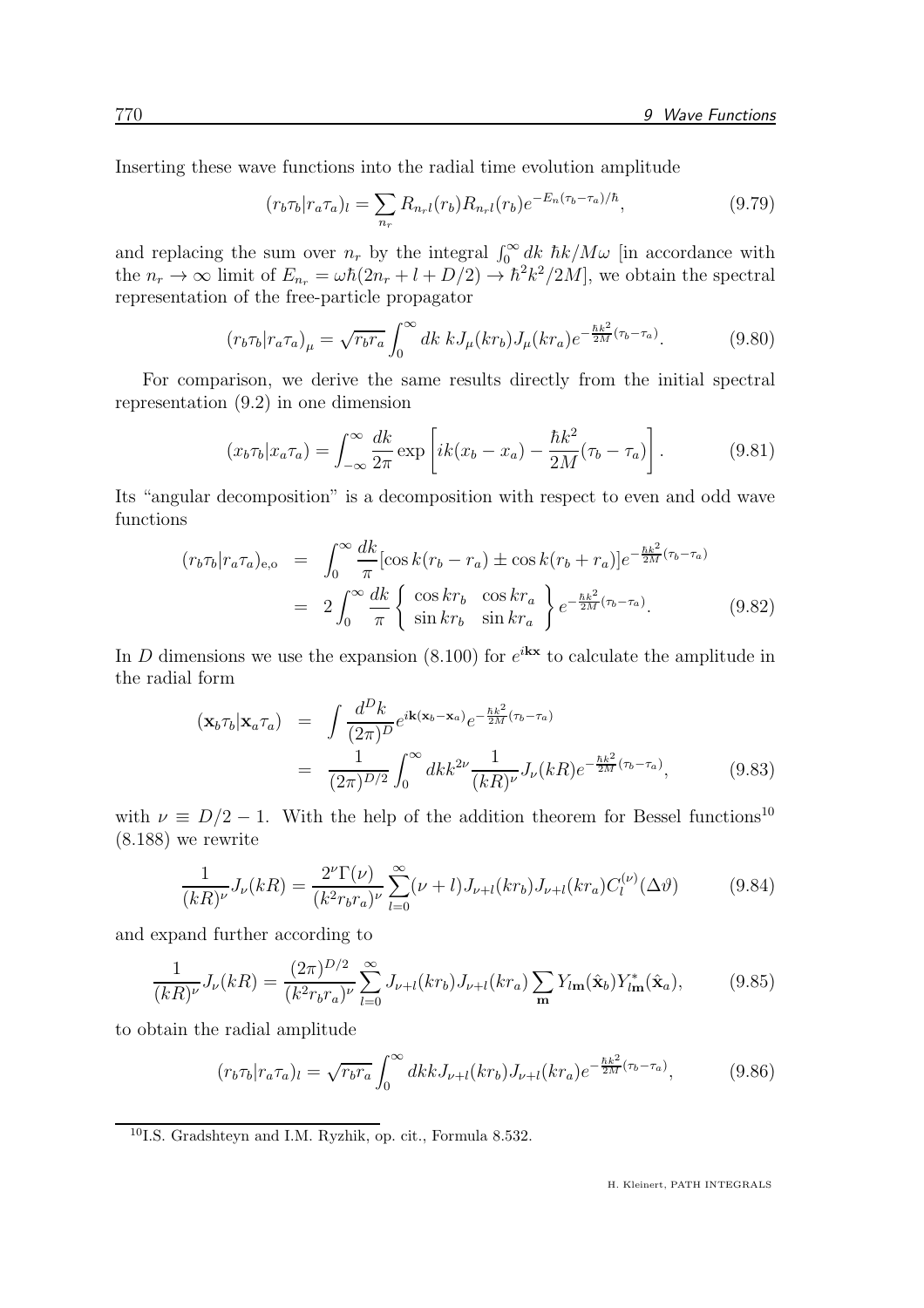Inserting these wave functions into the radial time evolution amplitude

$$(r_b\tau_b|r_a\tau_a)_l = \sum_{n_r} R_{n_r l}(r_b) R_{n_r l}(r_b) e^{-E_n(\tau_b-\tau_a)/\hbar}, \tag{9.79}$$

and replacing the sum over $n_r$ by the integral $\int_0^\infty dk\ \hbar k/M\omega$ [in accordance with the $n_r \to \infty$ limit of $E_{n_r} = \omega\hbar(2n_r + l + D/2) \to \hbar^2 k^2/2M$], we obtain the spectral representation of the free-particle propagator

$$(r_b\tau_b|r_a\tau_a)_\mu = \sqrt{r_b r_a}\int_0^\infty dk\ k J_\mu(kr_b) J_\mu(kr_a) e^{-\frac{\hbar k^2}{2M}(\tau_b-\tau_a)}. \tag{9.80}$$

For comparison, we derive the same results directly from the initial spectral representation (9.2) in one dimension

$$(x_b\tau_b|x_a\tau_a) = \int_{-\infty}^{\infty}\frac{dk}{2\pi}\exp\left[ik(x_b-x_a) - \frac{\hbar k^2}{2M}(\tau_b-\tau_a)\right]. \tag{9.81}$$

Its "angular decomposition" is a decomposition with respect to even and odd wave functions

$$\begin{aligned}(r_b\tau_b|r_a\tau_a)_{\text{e,o}} &= \int_0^\infty \frac{dk}{\pi}[\cos k(r_b-r_a) \pm \cos k(r_b+r_a)] e^{-\frac{\hbar k^2}{2M}(\tau_b-\tau_a)} \\ &= 2\int_0^\infty \frac{dk}{\pi}\left\{\begin{array}{ll}\cos kr_b & \cos kr_a \\ \sin kr_b & \sin kr_a\end{array}\right\} e^{-\frac{\hbar k^2}{2M}(\tau_b-\tau_a)}.\end{aligned} \tag{9.82}$$

In $D$ dimensions we use the expansion (8.100) for $e^{i\mathbf{kx}}$ to calculate the amplitude in the radial form

$$\begin{aligned}(\mathbf{x}_b\tau_b|\mathbf{x}_a\tau_a) &= \int \frac{d^D k}{(2\pi)^D} e^{i\mathbf{k}(\mathbf{x}_b-\mathbf{x}_a)} e^{-\frac{\hbar k^2}{2M}(\tau_b-\tau_a)} \\ &= \frac{1}{(2\pi)^{D/2}}\int_0^\infty dk k^{2\nu}\frac{1}{(kR)^\nu} J_\nu(kR) e^{-\frac{\hbar k^2}{2M}(\tau_b-\tau_a)},\end{aligned} \tag{9.83}$$

with $\nu \equiv D/2 - 1$. With the help of the addition theorem for Bessel functions[10] (8.188) we rewrite

$$\frac{1}{(kR)^\nu} J_\nu(kR) = \frac{2^\nu \Gamma(\nu)}{(k^2 r_b r_a)^\nu}\sum_{l=0}^\infty (\nu+l) J_{\nu+l}(kr_b) J_{\nu+l}(kr_a) C_l^{(\nu)}(\Delta\vartheta) \tag{9.84}$$

and expand further according to

$$\frac{1}{(kR)^\nu} J_\nu(kR) = \frac{(2\pi)^{D/2}}{(k^2 r_b r_a)^\nu}\sum_{l=0}^\infty J_{\nu+l}(kr_b) J_{\nu+l}(kr_a)\sum_{\mathbf{m}} Y_{l\mathbf{m}}(\hat{\mathbf{x}}_b) Y_{l\mathbf{m}}^*(\hat{\mathbf{x}}_a), \tag{9.85}$$

to obtain the radial amplitude

$$(r_b\tau_b|r_a\tau_a)_l = \sqrt{r_b r_a}\int_0^\infty dk k J_{\nu+l}(kr_b) J_{\nu+l}(kr_a) e^{-\frac{\hbar k^2}{2M}(\tau_b-\tau_a)}, \tag{9.86}$$

[10] I.S. Gradshteyn and I.M. Ryzhik, op. cit., Formula 8.532.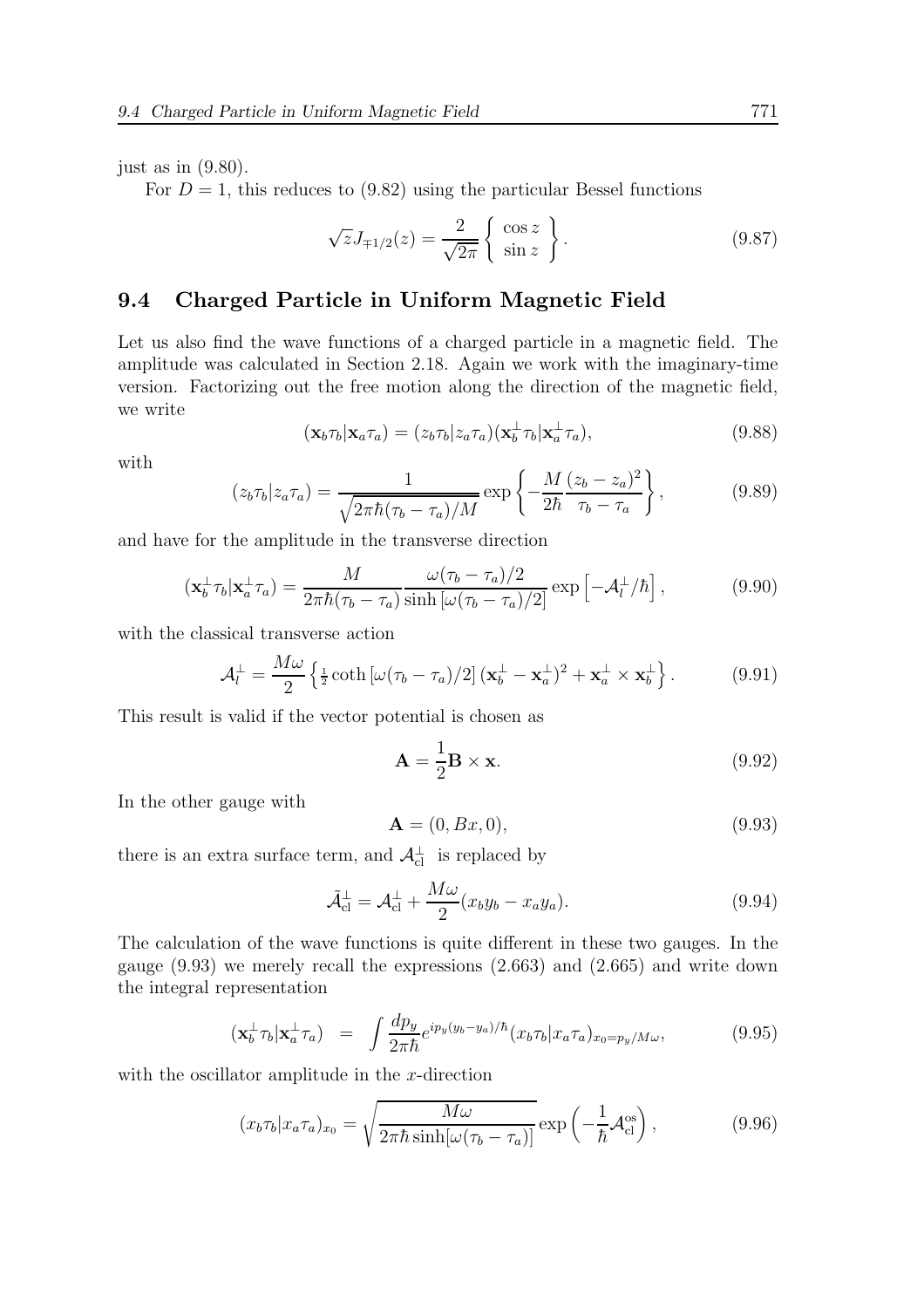just as in (9.80).

For $D = 1$, this reduces to (9.82) using the particular Bessel functions

$$\sqrt{z} J_{\mp 1/2}(z) = \frac{2}{\sqrt{2\pi}} \left\{ \begin{array}{c} \cos z \\ \sin z \end{array} \right\}. \tag{9.87}$$

## 9.4 Charged Particle in Uniform Magnetic Field

Let us also find the wave functions of a charged particle in a magnetic field. The amplitude was calculated in Section 2.18. Again we work with the imaginary-time version. Factorizing out the free motion along the direction of the magnetic field, we write

$$(\mathbf{x}_b \tau_b | \mathbf{x}_a \tau_a) = (z_b \tau_b | z_a \tau_a)(\mathbf{x}_b^\perp \tau_b | \mathbf{x}_a^\perp \tau_a), \tag{9.88}$$

with

$$(z_b \tau_b | z_a \tau_a) = \frac{1}{\sqrt{2\pi\hbar(\tau_b - \tau_a)/M}} \exp\left\{ -\frac{M}{2\hbar} \frac{(z_b - z_a)^2}{\tau_b - \tau_a} \right\}, \tag{9.89}$$

and have for the amplitude in the transverse direction

$$(\mathbf{x}_b^\perp \tau_b | \mathbf{x}_a^\perp \tau_a) = \frac{M}{2\pi\hbar(\tau_b - \tau_a)} \frac{\omega(\tau_b - \tau_a)/2}{\sinh\left[\omega(\tau_b - \tau_a)/2\right]} \exp\left[ -\mathcal{A}_l^\perp / \hbar \right], \tag{9.90}$$

with the classical transverse action

$$\mathcal{A}_l^\perp = \frac{M\omega}{2} \left\{ \tfrac{1}{2} \coth\left[\omega(\tau_b - \tau_a)/2\right] (\mathbf{x}_b^\perp - \mathbf{x}_a^\perp)^2 + \mathbf{x}_a^\perp \times \mathbf{x}_b^\perp \right\}. \tag{9.91}$$

This result is valid if the vector potential is chosen as

$$\mathbf{A} = \frac{1}{2} \mathbf{B} \times \mathbf{x}. \tag{9.92}$$

In the other gauge with

$$\mathbf{A} = (0, Bx, 0), \tag{9.93}$$

there is an extra surface term, and $\mathcal{A}_{\rm cl}^\perp$ is replaced by

$$\tilde{\mathcal{A}}_{\rm cl}^\perp = \mathcal{A}_{\rm cl}^\perp + \frac{M\omega}{2}(x_b y_b - x_a y_a). \tag{9.94}$$

The calculation of the wave functions is quite different in these two gauges. In the gauge (9.93) we merely recall the expressions (2.663) and (2.665) and write down the integral representation

$$(\mathbf{x}_b^\perp \tau_b | \mathbf{x}_a^\perp \tau_a) \;\; = \;\; \int \frac{dp_y}{2\pi\hbar} e^{ip_y(y_b - y_a)/\hbar} (x_b \tau_b | x_a \tau_a)_{x_0 = p_y / M\omega}, \tag{9.95}$$

with the oscillator amplitude in the $x$-direction

$$(x_b \tau_b | x_a \tau_a)_{x_0} = \sqrt{\frac{M\omega}{2\pi\hbar \sinh[\omega(\tau_b - \tau_a)]}} \exp\left( -\frac{1}{\hbar} \mathcal{A}_{\rm cl}^{\rm os} \right), \tag{9.96}$$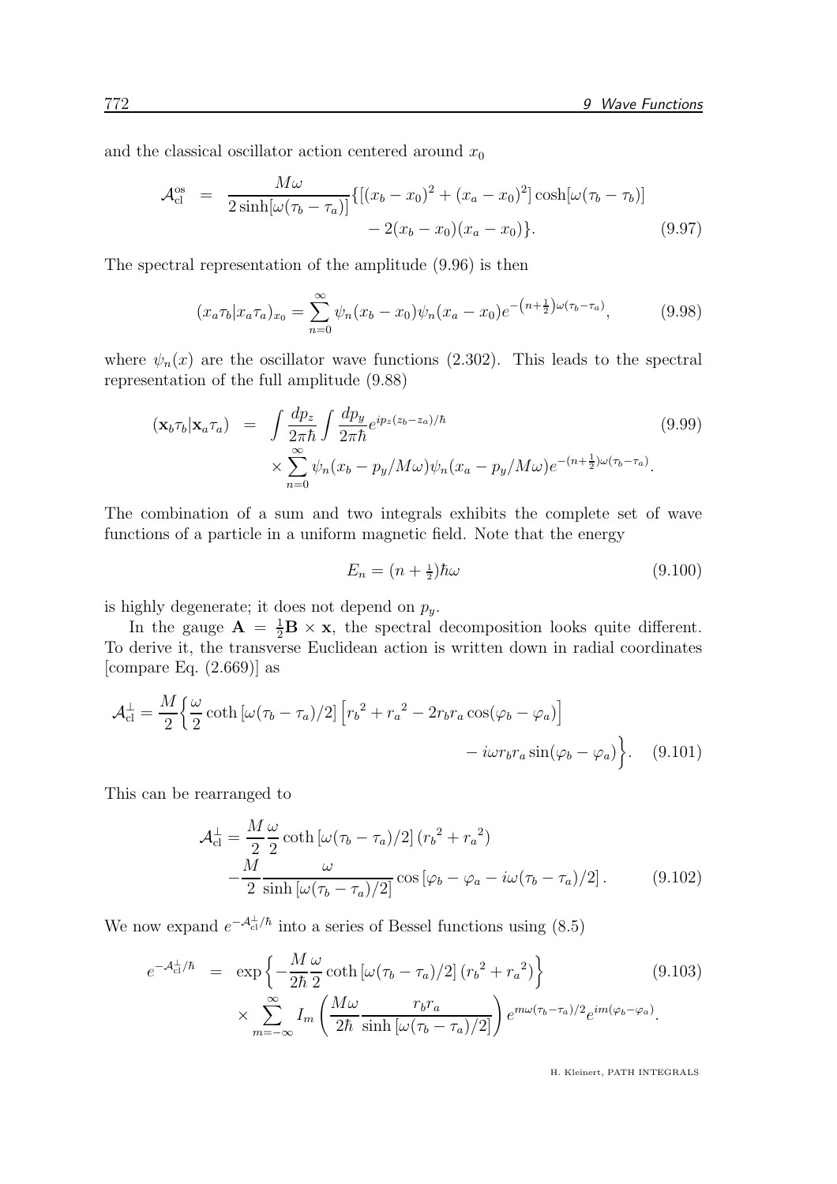and the classical oscillator action centered around $x_0$

$$\mathcal{A}_{\rm cl}^{\rm os} = \frac{M\omega}{2\sinh[\omega(\tau_b-\tau_a)]}\{[(x_b-x_0)^2+(x_a-x_0)^2]\cosh[\omega(\tau_b-\tau_b)] - 2(x_b-x_0)(x_a-x_0)\}. \tag{9.97}$$

The spectral representation of the amplitude (9.96) is then

$$(x_a\tau_b|x_a\tau_a)_{x_0} = \sum_{n=0}^{\infty}\psi_n(x_b-x_0)\psi_n(x_a-x_0)e^{-\left(n+\frac{1}{2}\right)\omega(\tau_b-\tau_a)}, \tag{9.98}$$

where $\psi_n(x)$ are the oscillator wave functions (2.302). This leads to the spectral representation of the full amplitude (9.88)

$$(\mathbf{x}_b\tau_b|\mathbf{x}_a\tau_a) = \int\frac{dp_z}{2\pi\hbar}\int\frac{dp_y}{2\pi\hbar}e^{ip_z(z_b-z_a)/\hbar} \times\sum_{n=0}^{\infty}\psi_n(x_b-p_y/M\omega)\psi_n(x_a-p_y/M\omega)e^{-(n+\frac{1}{2})\omega(\tau_b-\tau_a)}. \tag{9.99}$$

The combination of a sum and two integrals exhibits the complete set of wave functions of a particle in a uniform magnetic field. Note that the energy

$$E_n = (n+\tfrac{1}{2})\hbar\omega \tag{9.100}$$

is highly degenerate; it does not depend on $p_y$.

In the gauge $\mathbf{A} = \frac{1}{2}\mathbf{B}\times\mathbf{x}$, the spectral decomposition looks quite different. To derive it, the transverse Euclidean action is written down in radial coordinates [compare Eq. (2.669)] as

$$\mathcal{A}_{\rm cl}^{\perp} = \frac{M}{2}\Big\{\frac{\omega}{2}\coth\left[\omega(\tau_b-\tau_a)/2\right]\left[{r_b}^2+{r_a}^2-2r_br_a\cos(\varphi_b-\varphi_a)\right] - i\omega r_br_a\sin(\varphi_b-\varphi_a)\Big\}. \tag{9.101}$$

This can be rearranged to

$$\mathcal{A}_{\rm cl}^{\perp} = \frac{M}{2}\frac{\omega}{2}\coth\left[\omega(\tau_b-\tau_a)/2\right]({r_b}^2+{r_a}^2) -\frac{M}{2}\frac{\omega}{\sinh\left[\omega(\tau_b-\tau_a)/2\right]}\cos\left[\varphi_b-\varphi_a-i\omega(\tau_b-\tau_a)/2\right]. \tag{9.102}$$

We now expand $e^{-\mathcal{A}_{\rm cl}^{\perp}/\hbar}$ into a series of Bessel functions using (8.5)

$$e^{-\mathcal{A}_{\rm cl}^{\perp}/\hbar} = \exp\Big\{-\frac{M}{2\hbar}\frac{\omega}{2}\coth\left[\omega(\tau_b-\tau_a)/2\right]({r_b}^2+{r_a}^2)\Big\} \times\sum_{m=-\infty}^{\infty}I_m\left(\frac{M\omega}{2\hbar}\frac{r_br_a}{\sinh\left[\omega(\tau_b-\tau_a)/2\right]}\right)e^{m\omega(\tau_b-\tau_a)/2}e^{im(\varphi_b-\varphi_a)}. \tag{9.103}$$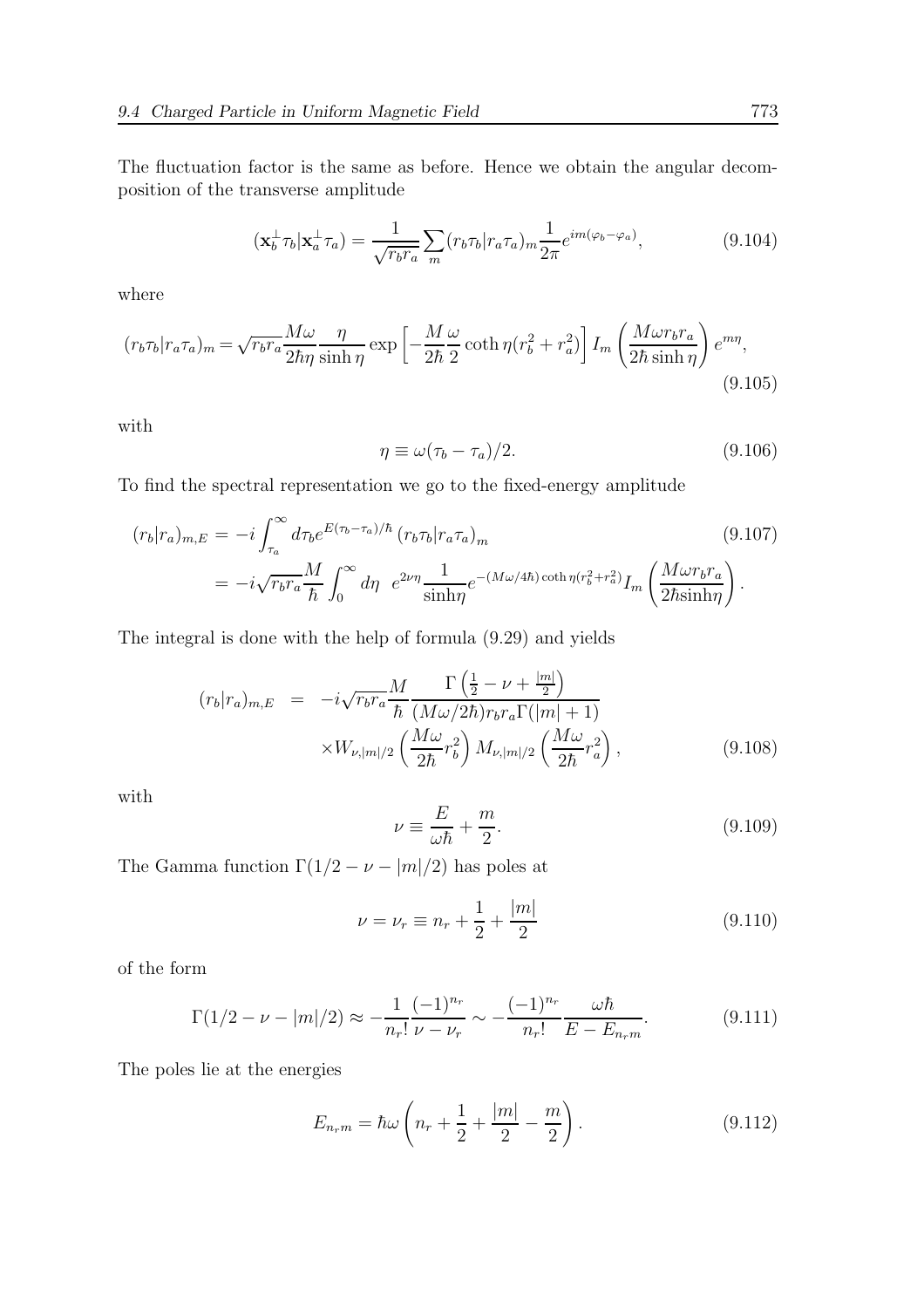The fluctuation factor is the same as before. Hence we obtain the angular decomposition of the transverse amplitude

$$
(\mathbf{x}_b^\perp \tau_b|\mathbf{x}_a^\perp \tau_a) = \frac{1}{\sqrt{r_b r_a}} \sum_m (r_b \tau_b | r_a \tau_a)_m \frac{1}{2\pi} e^{im(\varphi_b - \varphi_a)}, \tag{9.104}
$$

where

$$
(r_b \tau_b | r_a \tau_a)_m = \sqrt{r_b r_a} \frac{M\omega}{2\hbar\eta} \frac{\eta}{\sinh \eta} \exp\left[ -\frac{M}{2\hbar} \frac{\omega}{2} \coth \eta (r_b^2 + r_a^2) \right] I_m \left( \frac{M\omega r_b r_a}{2\hbar \sinh \eta} \right) e^{m\eta}, \tag{9.105}
$$

with

$$
\eta \equiv \omega(\tau_b - \tau_a)/2. \tag{9.106}
$$

To find the spectral representation we go to the fixed-energy amplitude

$$
\begin{aligned}
(r_b|r_a)_{m,E} &= -i \int_{\tau_a}^{\infty} d\tau_b e^{E(\tau_b - \tau_a)/\hbar} (r_b \tau_b | r_a \tau_a)_m \qquad (9.107) \\
&= -i \sqrt{r_b r_a} \frac{M}{\hbar} \int_0^\infty d\eta \;\; e^{2\nu\eta} \frac{1}{\sinh\eta} e^{-(M\omega/4\hbar)\coth\eta (r_b^2 + r_a^2)} I_m \left( \frac{M\omega r_b r_a}{2\hbar \sinh\eta} \right).
\end{aligned}
$$

The integral is done with the help of formula (9.29) and yields

$$
\begin{aligned}
(r_b|r_a)_{m,E} &= -i\sqrt{r_b r_a} \frac{M}{\hbar} \frac{\Gamma\left(\frac{1}{2} - \nu + \frac{|m|}{2}\right)}{(M\omega/2\hbar) r_b r_a \Gamma(|m|+1)} \\
&\quad \times W_{\nu,|m|/2}\left(\frac{M\omega}{2\hbar} r_b^2\right) M_{\nu,|m|/2}\left(\frac{M\omega}{2\hbar} r_a^2\right),
\end{aligned} \tag{9.108}
$$

with

$$
\nu \equiv \frac{E}{\omega\hbar} + \frac{m}{2}. \tag{9.109}
$$

The Gamma function $\Gamma(1/2 - \nu - |m|/2)$ has poles at

$$
\nu = \nu_r \equiv n_r + \frac{1}{2} + \frac{|m|}{2} \tag{9.110}
$$

of the form

$$
\Gamma(1/2 - \nu - |m|/2) \approx -\frac{1}{n_r!} \frac{(-1)^{n_r}}{\nu - \nu_r} \sim -\frac{(-1)^{n_r}}{n_r!} \frac{\omega\hbar}{E - E_{n_r m}}. \tag{9.111}
$$

The poles lie at the energies

$$
E_{n_r m} = \hbar\omega \left( n_r + \frac{1}{2} + \frac{|m|}{2} - \frac{m}{2} \right). \tag{9.112}
$$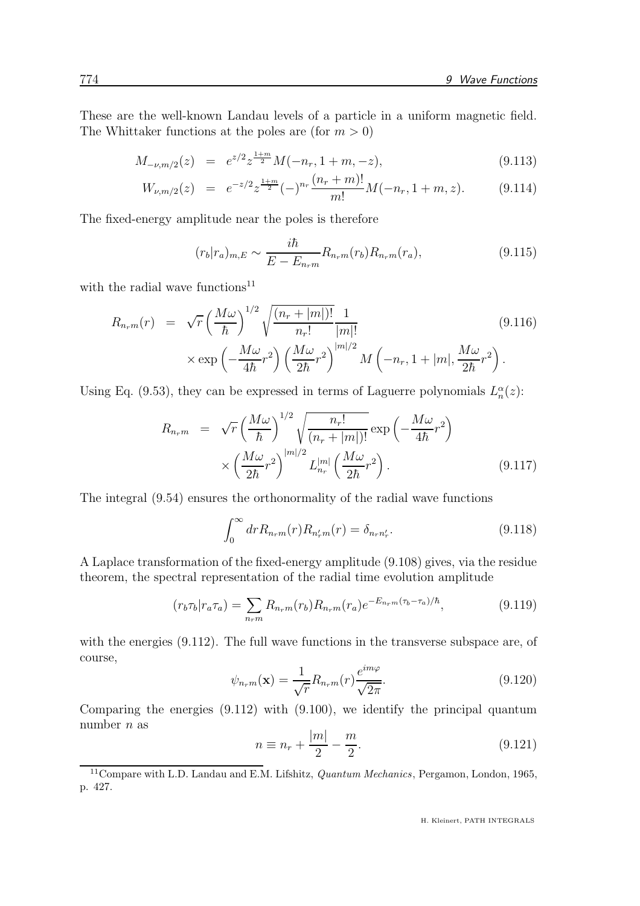These are the well-known Landau levels of a particle in a uniform magnetic field. The Whittaker functions at the poles are (for $m > 0$)

$$M_{-\nu,m/2}(z) = e^{z/2} z^{\frac{1+m}{2}} M(-n_r, 1+m, -z), \tag{9.113}$$

$$W_{\nu,m/2}(z) = e^{-z/2} z^{\frac{1+m}{2}} (-)^{n_r} \frac{(n_r+m)!}{m!} M(-n_r, 1+m, z). \tag{9.114}$$

The fixed-energy amplitude near the poles is therefore

$$(r_b|r_a)_{m,E} \sim \frac{i\hbar}{E - E_{n_r m}} R_{n_r m}(r_b) R_{n_r m}(r_a), \tag{9.115}$$

with the radial wave functions[11]

$$R_{n_r m}(r) = \sqrt{r} \left(\frac{M\omega}{\hbar}\right)^{1/2} \sqrt{\frac{(n_r+|m|)!}{n_r!}} \frac{1}{|m|!} \times \exp\left(-\frac{M\omega}{4\hbar} r^2\right) \left(\frac{M\omega}{2\hbar} r^2\right)^{|m|/2} M\left(-n_r, 1+|m|, \frac{M\omega}{2\hbar} r^2\right). \tag{9.116}$$

Using Eq. (9.53), they can be expressed in terms of Laguerre polynomials $L_n^\alpha(z)$:

$$R_{n_r m} = \sqrt{r} \left(\frac{M\omega}{\hbar}\right)^{1/2} \sqrt{\frac{n_r!}{(n_r+|m|)!}} \exp\left(-\frac{M\omega}{4\hbar} r^2\right) \times \left(\frac{M\omega}{2\hbar} r^2\right)^{|m|/2} L_{n_r}^{|m|}\left(\frac{M\omega}{2\hbar} r^2\right). \tag{9.117}$$

The integral (9.54) ensures the orthonormality of the radial wave functions

$$\int_0^\infty dr R_{n_r m}(r) R_{n_r' m}(r) = \delta_{n_r n_r'}. \tag{9.118}$$

A Laplace transformation of the fixed-energy amplitude (9.108) gives, via the residue theorem, the spectral representation of the radial time evolution amplitude

$$(r_b \tau_b | r_a \tau_a) = \sum_{n_r m} R_{n_r m}(r_b) R_{n_r m}(r_a) e^{-E_{n_r m}(\tau_b - \tau_a)/\hbar}, \tag{9.119}$$

with the energies (9.112). The full wave functions in the transverse subspace are, of course,

$$\psi_{n_r m}(\mathbf{x}) = \frac{1}{\sqrt{r}} R_{n_r m}(r) \frac{e^{im\varphi}}{\sqrt{2\pi}}. \tag{9.120}$$

Comparing the energies (9.112) with (9.100), we identify the principal quantum number $n$ as

$$n \equiv n_r + \frac{|m|}{2} - \frac{m}{2}. \tag{9.121}$$

[11] Compare with L.D. Landau and E.M. Lifshitz, *Quantum Mechanics*, Pergamon, London, 1965, p. 427.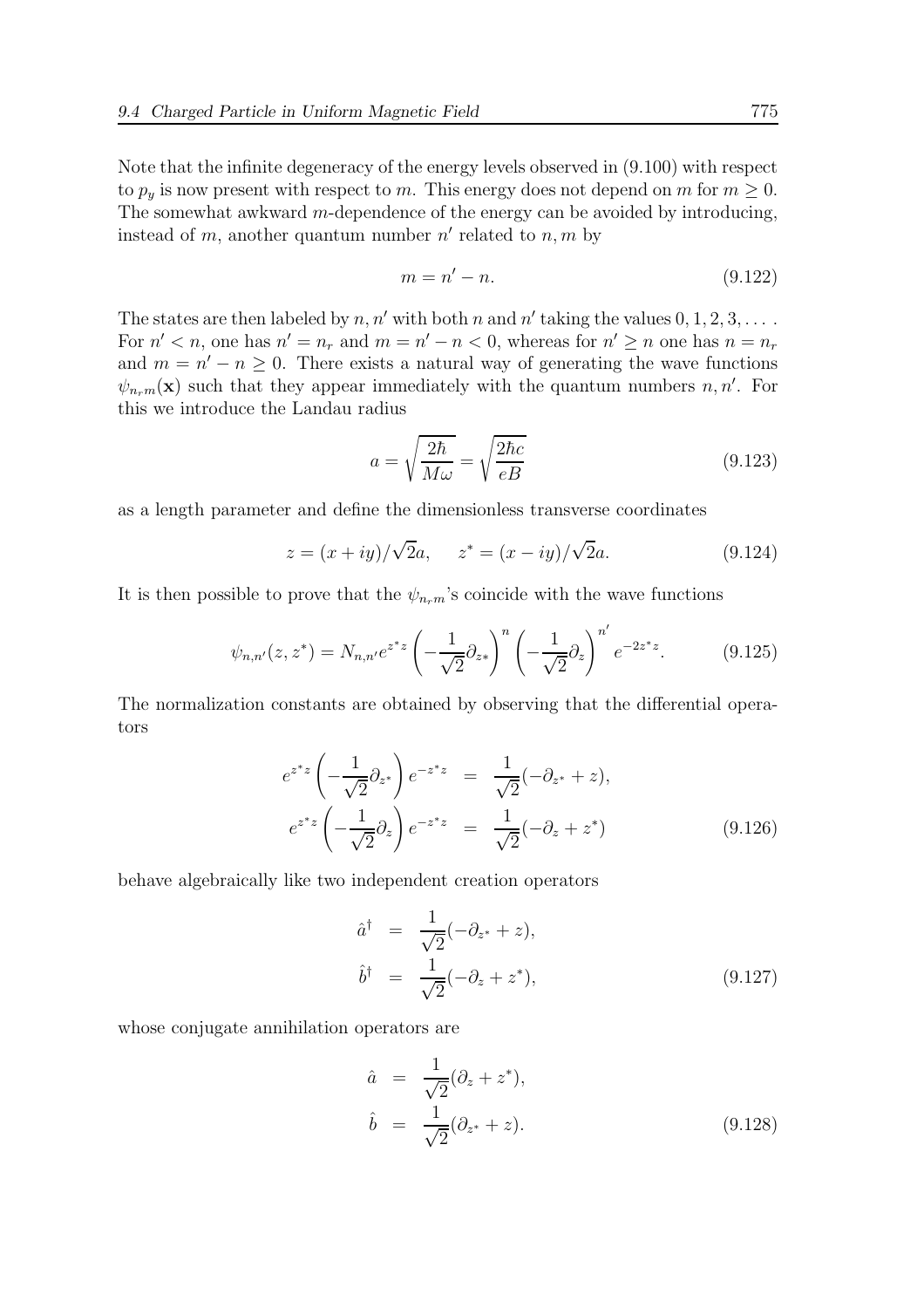Note that the infinite degeneracy of the energy levels observed in (9.100) with respect to $p_y$ is now present with respect to $m$. This energy does not depend on $m$ for $m \geq 0$. The somewhat awkward $m$-dependence of the energy can be avoided by introducing, instead of $m$, another quantum number $n'$ related to $n, m$ by

$$m = n' - n. \tag{9.122}$$

The states are then labeled by $n, n'$ with both $n$ and $n'$ taking the values $0, 1, 2, 3, \ldots$ . For $n' < n$, one has $n' = n_r$ and $m = n' - n < 0$, whereas for $n' \geq n$ one has $n = n_r$ and $m = n' - n \geq 0$. There exists a natural way of generating the wave functions $\psi_{n_r m}(\mathbf{x})$ such that they appear immediately with the quantum numbers $n, n'$. For this we introduce the Landau radius

$$a = \sqrt{\frac{2\hbar}{M\omega}} = \sqrt{\frac{2\hbar c}{eB}} \tag{9.123}$$

as a length parameter and define the dimensionless transverse coordinates

$$z = (x + iy)/\sqrt{2}a, \qquad z^* = (x - iy)/\sqrt{2}a. \tag{9.124}$$

It is then possible to prove that the $\psi_{n_r m}$'s coincide with the wave functions

$$\psi_{n,n'}(z, z^*) = N_{n,n'} e^{z^* z} \left( -\frac{1}{\sqrt{2}} \partial_{z^*} \right)^n \left( -\frac{1}{\sqrt{2}} \partial_z \right)^{n'} e^{-2z^* z}. \tag{9.125}$$

The normalization constants are obtained by observing that the differential operators

$$\begin{aligned} e^{z^* z} \left( -\frac{1}{\sqrt{2}} \partial_{z^*} \right) e^{-z^* z} &= \frac{1}{\sqrt{2}} (-\partial_{z^*} + z), \\ e^{z^* z} \left( -\frac{1}{\sqrt{2}} \partial_z \right) e^{-z^* z} &= \frac{1}{\sqrt{2}} (-\partial_z + z^*) \end{aligned} \tag{9.126}$$

behave algebraically like two independent creation operators

$$\begin{aligned} \hat{a}^\dagger &= \frac{1}{\sqrt{2}} (-\partial_{z^*} + z), \\ \hat{b}^\dagger &= \frac{1}{\sqrt{2}} (-\partial_z + z^*), \end{aligned} \tag{9.127}$$

whose conjugate annihilation operators are

$$\begin{aligned} \hat{a} &= \frac{1}{\sqrt{2}} (\partial_z + z^*), \\ \hat{b} &= \frac{1}{\sqrt{2}} (\partial_{z^*} + z). \end{aligned} \tag{9.128}$$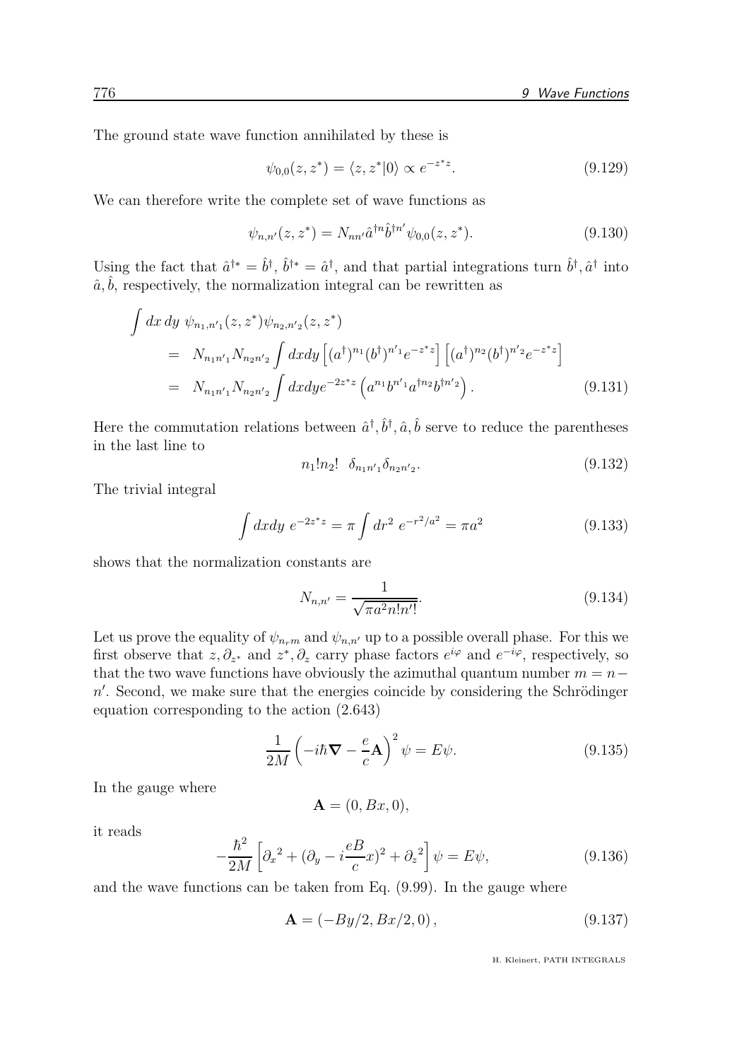The ground state wave function annihilated by these is

$$\psi_{0,0}(z,z^*) = \langle z,z^*|0\rangle \propto e^{-z^*z}. \tag{9.129}$$

We can therefore write the complete set of wave functions as

$$\psi_{n,n'}(z,z^*) = N_{nn'}\hat{a}^{\dagger n}\hat{b}^{\dagger n'}\psi_{0,0}(z,z^*). \tag{9.130}$$

Using the fact that $\hat{a}^{\dagger *} = \hat{b}^\dagger$, $\hat{b}^{\dagger *} = \hat{a}^\dagger$, and that partial integrations turn $\hat{b}^\dagger, \hat{a}^\dagger$ into $\hat{a}, \hat{b}$, respectively, the normalization integral can be rewritten as

$$\begin{aligned}
\int dx\, dy\ \psi_{n_1,n'_1}(z,z^*)\psi_{n_2,n'_2}(z,z^*) & \\
= \ N_{n_1n'_1}N_{n_2n'_2}\int dxdy \left[(a^\dagger)^{n_1}(b^\dagger)^{n'_1}e^{-z^*z}\right]\left[(a^\dagger)^{n_2}(b^\dagger)^{n'_2}e^{-z^*z}\right] & \\
= \ N_{n_1n'_1}N_{n_2n'_2}\int dxdy e^{-2z^*z}\left(a^{n_1}b^{n'_1}a^{\dagger n_2}b^{\dagger n'_2}\right). &
\end{aligned} \tag{9.131}$$

Here the commutation relations between $\hat{a}^\dagger, \hat{b}^\dagger, \hat{a}, \hat{b}$ serve to reduce the parentheses in the last line to

$$n_1!n_2! \ \ \delta_{n_1n'_1}\delta_{n_2n'_2}. \tag{9.132}$$

The trivial integral

$$\int dxdy\ e^{-2z^*z} = \pi\int dr^2\ e^{-r^2/a^2} = \pi a^2 \tag{9.133}$$

shows that the normalization constants are

$$N_{n,n'} = \frac{1}{\sqrt{\pi a^2 n!n'!}}. \tag{9.134}$$

Let us prove the equality of $\psi_{n_rm}$ and $\psi_{n,n'}$ up to a possible overall phase. For this we first observe that $z, \partial_{z^*}$ and $z^*, \partial_z$ carry phase factors $e^{i\varphi}$ and $e^{-i\varphi}$, respectively, so that the two wave functions have obviously the azimuthal quantum number $m = n - n'$. Second, we make sure that the energies coincide by considering the Schrödinger equation corresponding to the action (2.643)

$$\frac{1}{2M}\left(-i\hbar\boldsymbol{\nabla} - \frac{e}{c}\mathbf{A}\right)^2\psi = E\psi. \tag{9.135}$$

In the gauge where

$$\mathbf{A} = (0, Bx, 0),$$

it reads

$$-\frac{\hbar^2}{2M}\left[\partial_x{}^2 + (\partial_y - i\frac{eB}{c}x)^2 + \partial_z{}^2\right]\psi = E\psi, \tag{9.136}$$

and the wave functions can be taken from Eq. (9.99). In the gauge where

$$\mathbf{A} = (-By/2, Bx/2, 0), \tag{9.137}$$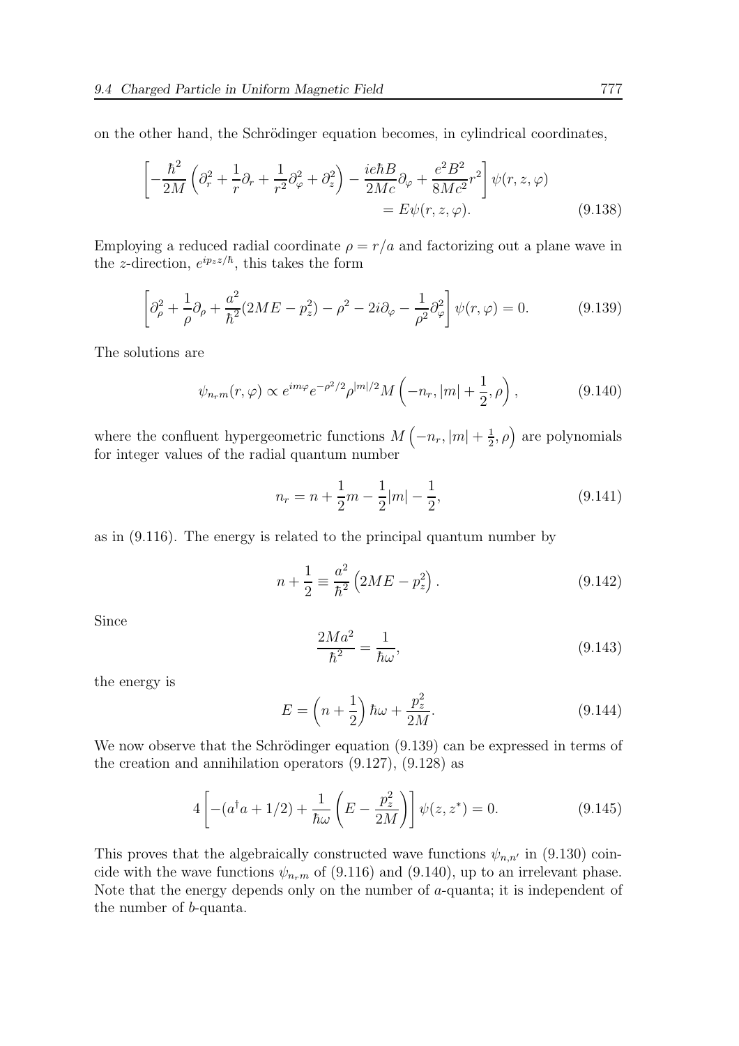on the other hand, the Schrödinger equation becomes, in cylindrical coordinates,

$$\left[-\frac{\hbar^2}{2M}\left(\partial_r^2+\frac{1}{r}\partial_r+\frac{1}{r^2}\partial_\varphi^2+\partial_z^2\right)-\frac{ie\hbar B}{2Mc}\partial_\varphi+\frac{e^2B^2}{8Mc^2}r^2\right]\psi(r,z,\varphi) \\ = E\psi(r,z,\varphi). \tag{9.138}$$

Employing a reduced radial coordinate $\rho = r/a$ and factorizing out a plane wave in the $z$-direction, $e^{ip_z z/\hbar}$, this takes the form

$$\left[\partial_\rho^2+\frac{1}{\rho}\partial_\rho+\frac{a^2}{\hbar^2}(2ME-p_z^2)-\rho^2-2i\partial_\varphi-\frac{1}{\rho^2}\partial_\varphi^2\right]\psi(r,\varphi)=0. \tag{9.139}$$

The solutions are

$$\psi_{n_r m}(r,\varphi)\propto e^{im\varphi}e^{-\rho^2/2}\rho^{|m|/2}M\left(-n_r,|m|+\frac{1}{2},\rho\right), \tag{9.140}$$

where the confluent hypergeometric functions $M\left(-n_r,|m|+\frac{1}{2},\rho\right)$ are polynomials for integer values of the radial quantum number

$$n_r = n+\frac{1}{2}m-\frac{1}{2}|m|-\frac{1}{2}, \tag{9.141}$$

as in (9.116). The energy is related to the principal quantum number by

$$n+\frac{1}{2}\equiv\frac{a^2}{\hbar^2}\left(2ME-p_z^2\right). \tag{9.142}$$

Since

$$\frac{2Ma^2}{\hbar^2}=\frac{1}{\hbar\omega}, \tag{9.143}$$

the energy is

$$E=\left(n+\frac{1}{2}\right)\hbar\omega+\frac{p_z^2}{2M}. \tag{9.144}$$

We now observe that the Schrödinger equation (9.139) can be expressed in terms of the creation and annihilation operators (9.127), (9.128) as

$$4\left[-(a^\dagger a+1/2)+\frac{1}{\hbar\omega}\left(E-\frac{p_z^2}{2M}\right)\right]\psi(z,z^*)=0. \tag{9.145}$$

This proves that the algebraically constructed wave functions $\psi_{n,n'}$ in (9.130) coincide with the wave functions $\psi_{n_r m}$ of (9.116) and (9.140), up to an irrelevant phase. Note that the energy depends only on the number of $a$-quanta; it is independent of the number of $b$-quanta.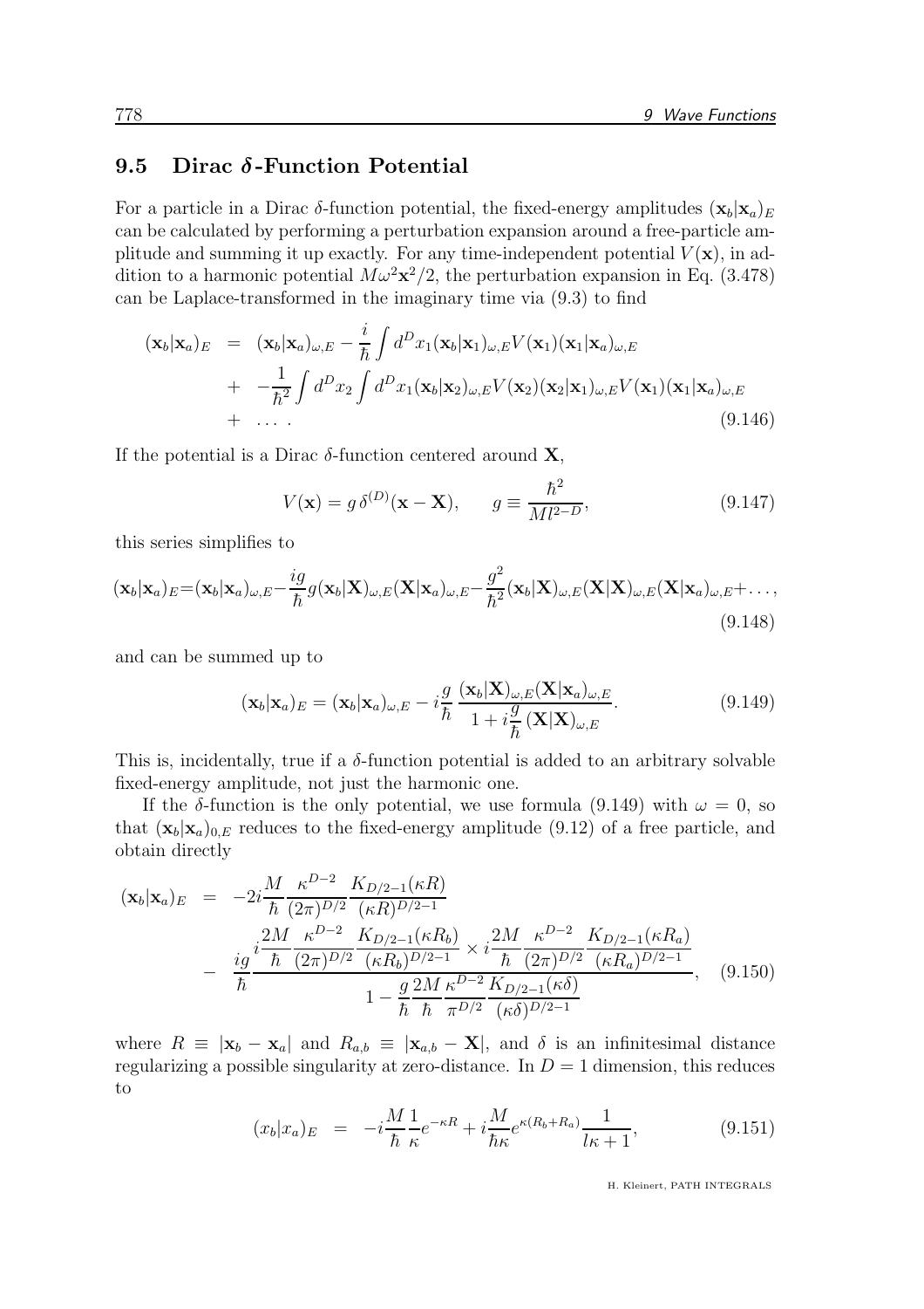## 9.5 Dirac δ-Function Potential

For a particle in a Dirac $\delta$-function potential, the fixed-energy amplitudes $(\mathbf{x}_b|\mathbf{x}_a)_E$ can be calculated by performing a perturbation expansion around a free-particle amplitude and summing it up exactly. For any time-independent potential $V(\mathbf{x})$, in addition to a harmonic potential $M\omega^2\mathbf{x}^2/2$, the perturbation expansion in Eq. (3.478) can be Laplace-transformed in the imaginary time via (9.3) to find

$$
\begin{aligned}
(\mathbf{x}_b|\mathbf{x}_a)_E &= (\mathbf{x}_b|\mathbf{x}_a)_{\omega,E} - \frac{i}{\hbar}\int d^Dx_1 (\mathbf{x}_b|\mathbf{x}_1)_{\omega,E} V(\mathbf{x}_1)(\mathbf{x}_1|\mathbf{x}_a)_{\omega,E} \\
&+ \ -\frac{1}{\hbar^2}\int d^Dx_2 \int d^Dx_1 (\mathbf{x}_b|\mathbf{x}_2)_{\omega,E} V(\mathbf{x}_2)(\mathbf{x}_2|\mathbf{x}_1)_{\omega,E} V(\mathbf{x}_1)(\mathbf{x}_1|\mathbf{x}_a)_{\omega,E} \\
&+ \ \dots\,. 
\end{aligned}
\tag{9.146}
$$

If the potential is a Dirac $\delta$-function centered around $\mathbf{X}$,

$$
V(\mathbf{x}) = g\,\delta^{(D)}(\mathbf{x}-\mathbf{X}), \qquad g \equiv \frac{\hbar^2}{Ml^{2-D}},
\tag{9.147}
$$

this series simplifies to

$$
(\mathbf{x}_b|\mathbf{x}_a)_E = (\mathbf{x}_b|\mathbf{x}_a)_{\omega,E} - \frac{ig}{\hbar}g(\mathbf{x}_b|\mathbf{X})_{\omega,E}(\mathbf{X}|\mathbf{x}_a)_{\omega,E} - \frac{g^2}{\hbar^2}(\mathbf{x}_b|\mathbf{X})_{\omega,E}(\mathbf{X}|\mathbf{X})_{\omega,E}(\mathbf{X}|\mathbf{x}_a)_{\omega,E} + \dots,
\tag{9.148}
$$

and can be summed up to

$$
(\mathbf{x}_b|\mathbf{x}_a)_E = (\mathbf{x}_b|\mathbf{x}_a)_{\omega,E} - i\frac{g}{\hbar}\,\frac{(\mathbf{x}_b|\mathbf{X})_{\omega,E}(\mathbf{X}|\mathbf{x}_a)_{\omega,E}}{1 + i\dfrac{g}{\hbar}\,(\mathbf{X}|\mathbf{X})_{\omega,E}}.
\tag{9.149}
$$

This is, incidentally, true if a $\delta$-function potential is added to an arbitrary solvable fixed-energy amplitude, not just the harmonic one.

If the $\delta$-function is the only potential, we use formula (9.149) with $\omega = 0$, so that $(\mathbf{x}_b|\mathbf{x}_a)_{0,E}$ reduces to the fixed-energy amplitude (9.12) of a free particle, and obtain directly

$$
\begin{aligned}
(\mathbf{x}_b|\mathbf{x}_a)_E &= -2i\frac{M}{\hbar}\frac{\kappa^{D-2}}{(2\pi)^{D/2}}\frac{K_{D/2-1}(\kappa R)}{(\kappa R)^{D/2-1}} \\
&- \ \frac{ig}{\hbar}\,\frac{i\dfrac{2M}{\hbar}\dfrac{\kappa^{D-2}}{(2\pi)^{D/2}}\dfrac{K_{D/2-1}(\kappa R_b)}{(\kappa R_b)^{D/2-1}} \times i\dfrac{2M}{\hbar}\dfrac{\kappa^{D-2}}{(2\pi)^{D/2}}\dfrac{K_{D/2-1}(\kappa R_a)}{(\kappa R_a)^{D/2-1}}}{1 - \dfrac{g}{\hbar}\dfrac{2M}{\hbar}\dfrac{\kappa^{D-2}}{\pi^{D/2}}\dfrac{K_{D/2-1}(\kappa\delta)}{(\kappa\delta)^{D/2-1}}},
\end{aligned}
\tag{9.150}
$$

where $R \equiv |\mathbf{x}_b - \mathbf{x}_a|$ and $R_{a,b} \equiv |\mathbf{x}_{a,b} - \mathbf{X}|$, and $\delta$ is an infinitesimal distance regularizing a possible singularity at zero-distance. In $D = 1$ dimension, this reduces to

$$
(x_b|x_a)_E \ = \ -i\frac{M}{\hbar}\frac{1}{\kappa}e^{-\kappa R} + i\frac{M}{\hbar\kappa}e^{\kappa(R_b+R_a)}\frac{1}{l\kappa+1},
\tag{9.151}
$$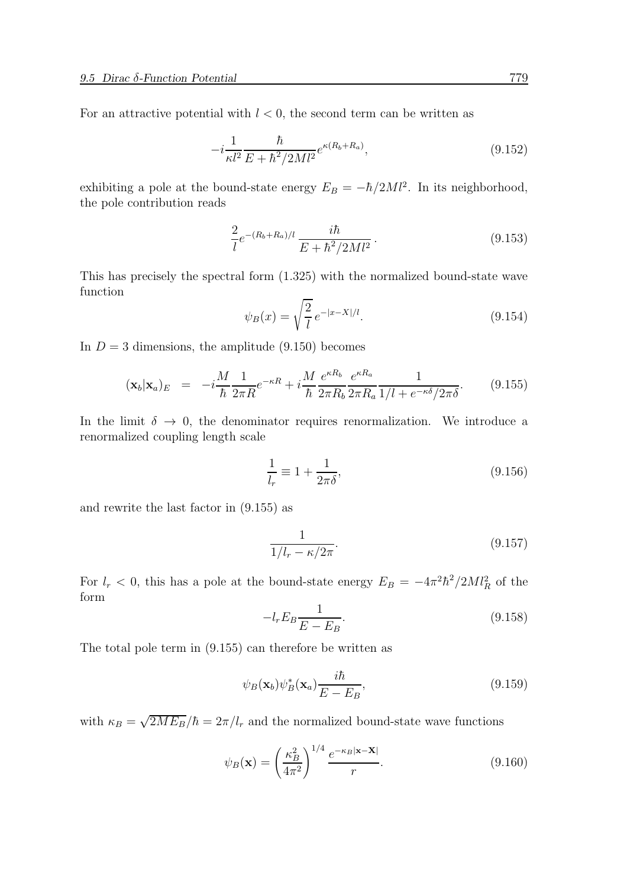For an attractive potential with $l < 0$, the second term can be written as

$$-i\frac{1}{\kappa l^2}\frac{\hbar}{E + \hbar^2/2Ml^2}e^{\kappa(R_b+R_a)}, \tag{9.152}$$

exhibiting a pole at the bound-state energy $E_B = -\hbar/2Ml^2$. In its neighborhood, the pole contribution reads

$$\frac{2}{l}e^{-(R_b+R_a)/l}\,\frac{i\hbar}{E + \hbar^2/2Ml^2}\,. \tag{9.153}$$

This has precisely the spectral form (1.325) with the normalized bound-state wave function

$$\psi_B(x) = \sqrt{\frac{2}{l}}\,e^{-|x-X|/l}. \tag{9.154}$$

In $D = 3$ dimensions, the amplitude (9.150) becomes

$$(\mathbf{x}_b|\mathbf{x}_a)_E \;\;=\;\; -i\frac{M}{\hbar}\frac{1}{2\pi R}e^{-\kappa R} + i\frac{M}{\hbar}\frac{e^{\kappa R_b}}{2\pi R_b}\frac{e^{\kappa R_a}}{2\pi R_a}\frac{1}{1/l + e^{-\kappa\delta}/2\pi\delta}. \tag{9.155}$$

In the limit $\delta \to 0$, the denominator requires renormalization. We introduce a renormalized coupling length scale

$$\frac{1}{l_r} \equiv 1 + \frac{1}{2\pi\delta}, \tag{9.156}$$

and rewrite the last factor in (9.155) as

$$\frac{1}{1/l_r - \kappa/2\pi}. \tag{9.157}$$

For $l_r < 0$, this has a pole at the bound-state energy $E_B = -4\pi^2\hbar^2/2Ml_R^2$ of the form

$$-l_r E_B\frac{1}{E - E_B}. \tag{9.158}$$

The total pole term in (9.155) can therefore be written as

$$\psi_B(\mathbf{x}_b)\psi_B^*(\mathbf{x}_a)\frac{i\hbar}{E - E_B}, \tag{9.159}$$

with $\kappa_B = \sqrt{2ME_B}/\hbar = 2\pi/l_r$ and the normalized bound-state wave functions

$$\psi_B(\mathbf{x}) = \left(\frac{\kappa_B^2}{4\pi^2}\right)^{1/4}\frac{e^{-\kappa_B|\mathbf{x}-\mathbf{X}|}}{r}. \tag{9.160}$$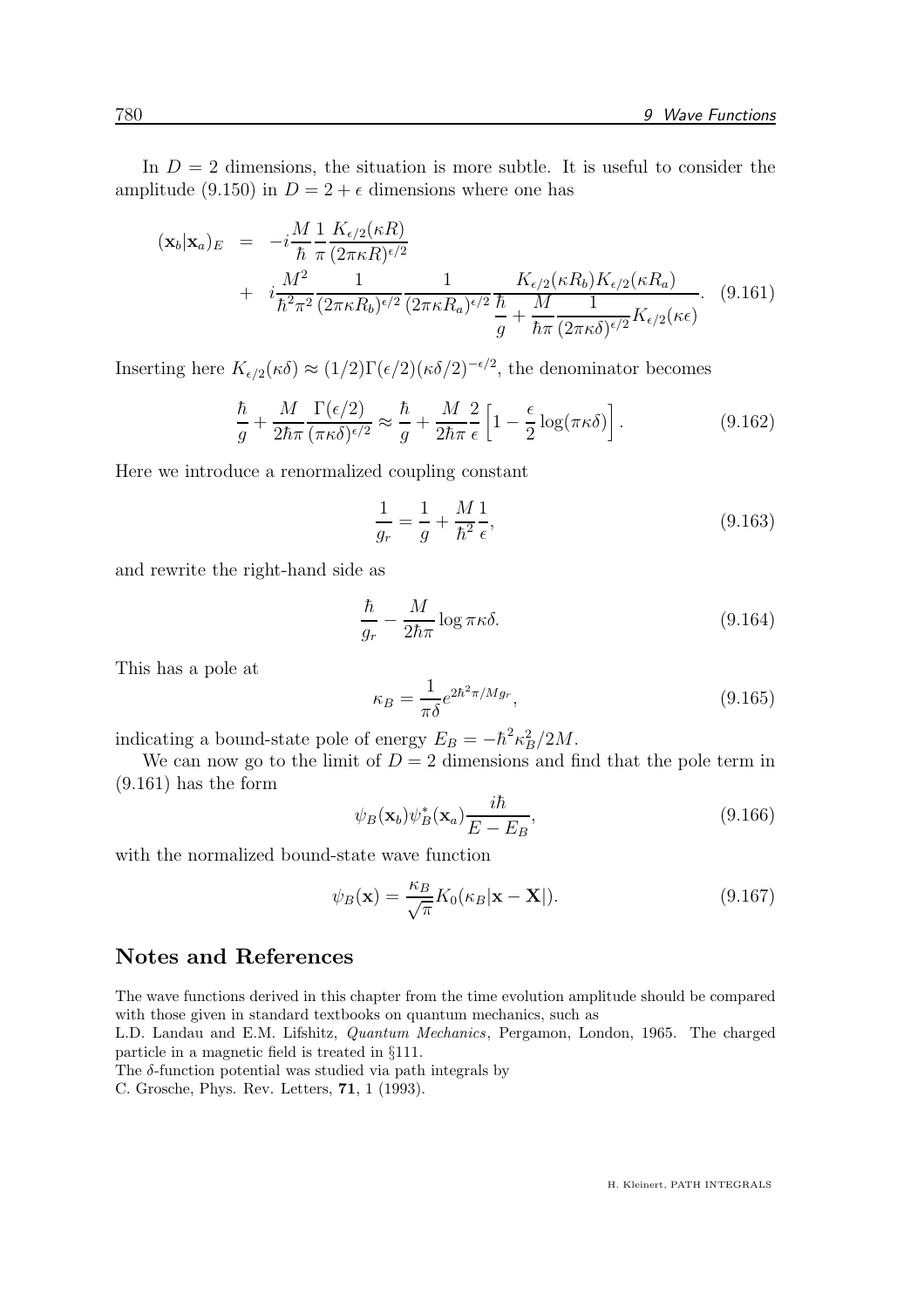In $D = 2$ dimensions, the situation is more subtle. It is useful to consider the amplitude (9.150) in $D = 2 + \epsilon$ dimensions where one has

$$
\begin{aligned}
(\mathbf{x}_b|\mathbf{x}_a)_E &= -i\frac{M}{\hbar}\frac{1}{\pi}\frac{K_{\epsilon/2}(\kappa R)}{(2\pi\kappa R)^{\epsilon/2}} \\
&+ i\frac{M^2}{\hbar^2\pi^2}\frac{1}{(2\pi\kappa R_b)^{\epsilon/2}}\frac{1}{(2\pi\kappa R_a)^{\epsilon/2}}\frac{K_{\epsilon/2}(\kappa R_b)K_{\epsilon/2}(\kappa R_a)}{\dfrac{\hbar}{g}+\dfrac{M}{\hbar\pi}\dfrac{1}{(2\pi\kappa\delta)^{\epsilon/2}}K_{\epsilon/2}(\kappa\epsilon)}. \qquad (9.161)
\end{aligned}
$$

Inserting here $K_{\epsilon/2}(\kappa\delta) \approx (1/2)\Gamma(\epsilon/2)(\kappa\delta/2)^{-\epsilon/2}$, the denominator becomes

$$
\frac{\hbar}{g} + \frac{M}{2\hbar\pi}\frac{\Gamma(\epsilon/2)}{(\pi\kappa\delta)^{\epsilon/2}} \approx \frac{\hbar}{g} + \frac{M}{2\hbar\pi}\frac{2}{\epsilon}\left[1 - \frac{\epsilon}{2}\log(\pi\kappa\delta)\right]. \qquad (9.162)
$$

Here we introduce a renormalized coupling constant

$$
\frac{1}{g_r} = \frac{1}{g} + \frac{M}{\hbar^2}\frac{1}{\epsilon}, \qquad (9.163)
$$

and rewrite the right-hand side as

$$
\frac{\hbar}{g_r} - \frac{M}{2\hbar\pi}\log\pi\kappa\delta. \qquad (9.164)
$$

This has a pole at

$$
\kappa_B = \frac{1}{\pi\delta}e^{2\hbar^2\pi/Mg_r}, \qquad (9.165)
$$

indicating a bound-state pole of energy $E_B = -\hbar^2\kappa_B^2/2M$.

We can now go to the limit of $D = 2$ dimensions and find that the pole term in (9.161) has the form

$$
\psi_B(\mathbf{x}_b)\psi_B^*(\mathbf{x}_a)\frac{i\hbar}{E - E_B}, \qquad (9.166)
$$

with the normalized bound-state wave function

$$
\psi_B(\mathbf{x}) = \frac{\kappa_B}{\sqrt{\pi}}K_0(\kappa_B|\mathbf{x} - \mathbf{X}|). \qquad (9.167)
$$

## Notes and References

The wave functions derived in this chapter from the time evolution amplitude should be compared with those given in standard textbooks on quantum mechanics, such as

L.D. Landau and E.M. Lifshitz, *Quantum Mechanics*, Pergamon, London, 1965. The charged particle in a magnetic field is treated in §111.

The $\delta$-function potential was studied via path integrals by

C. Grosche, Phys. Rev. Letters, **71**, 1 (1993).